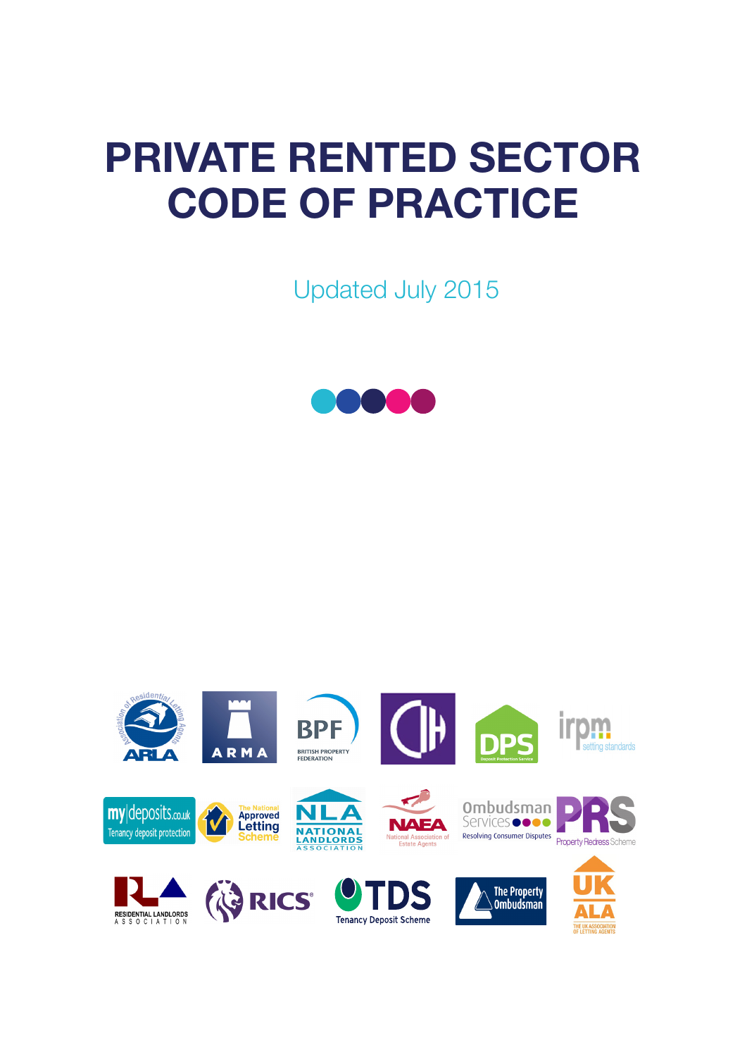# PRIVATE RENTED SECTOR CODE OF PRACTICE

Updated July 2015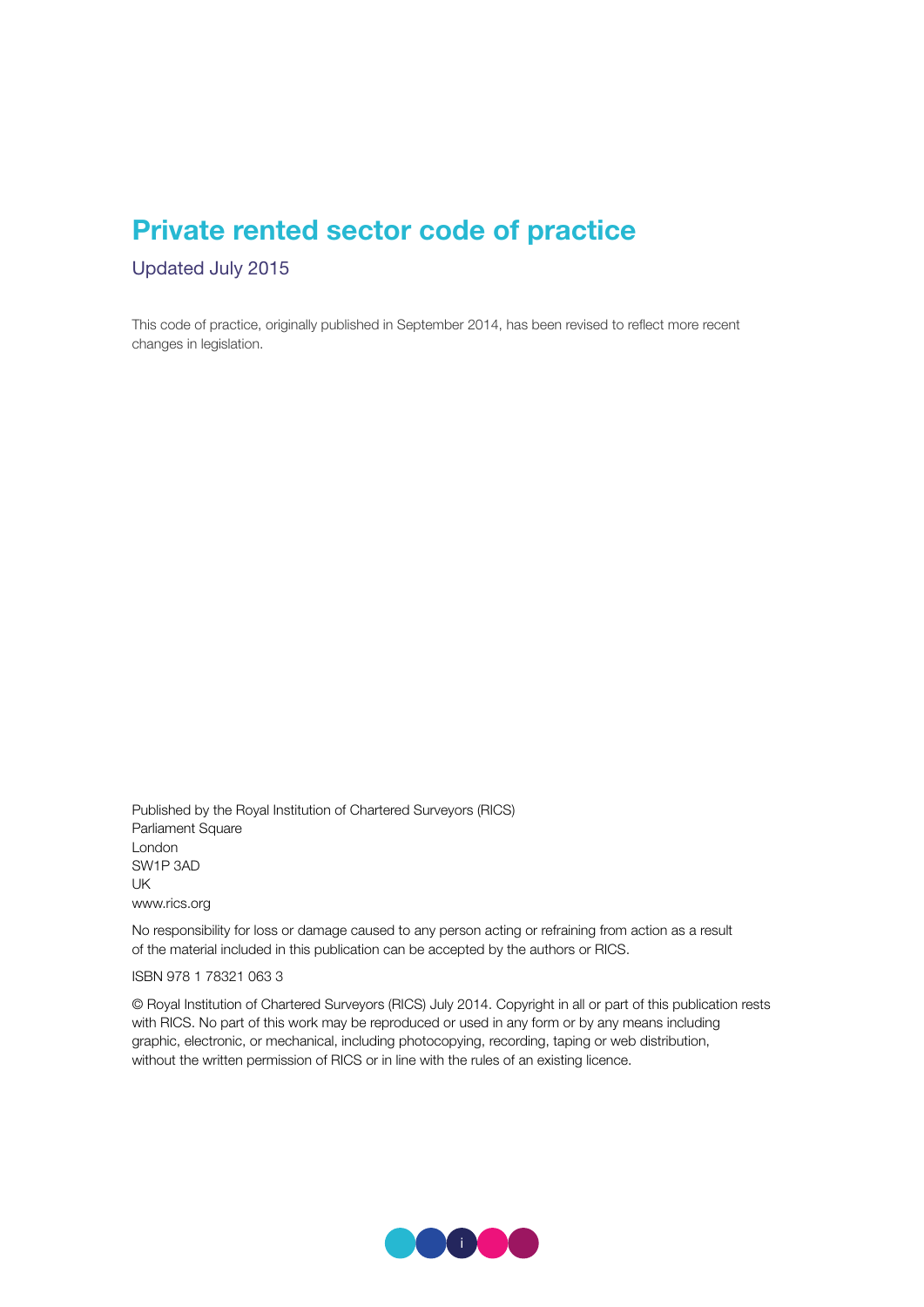# Private rented sector code of practice

Updated July 2015

This code of practice, originally published in September 2014, has been revised to reflect more recent changes in legislation.

Published by the Royal Institution of Chartered Surveyors (RICS)
Parliament Square
London
SW1P 3AD
UK
www.rics.org

No responsibility for loss or damage caused to any person acting or refraining from action as a result of the material included in this publication can be accepted by the authors or RICS.

ISBN 978 1 78321 063 3

© Royal Institution of Chartered Surveyors (RICS) July 2014. Copyright in all or part of this publication rests with RICS. No part of this work may be reproduced or used in any form or by any means including graphic, electronic, or mechanical, including photocopying, recording, taping or web distribution, without the written permission of RICS or in line with the rules of an existing licence.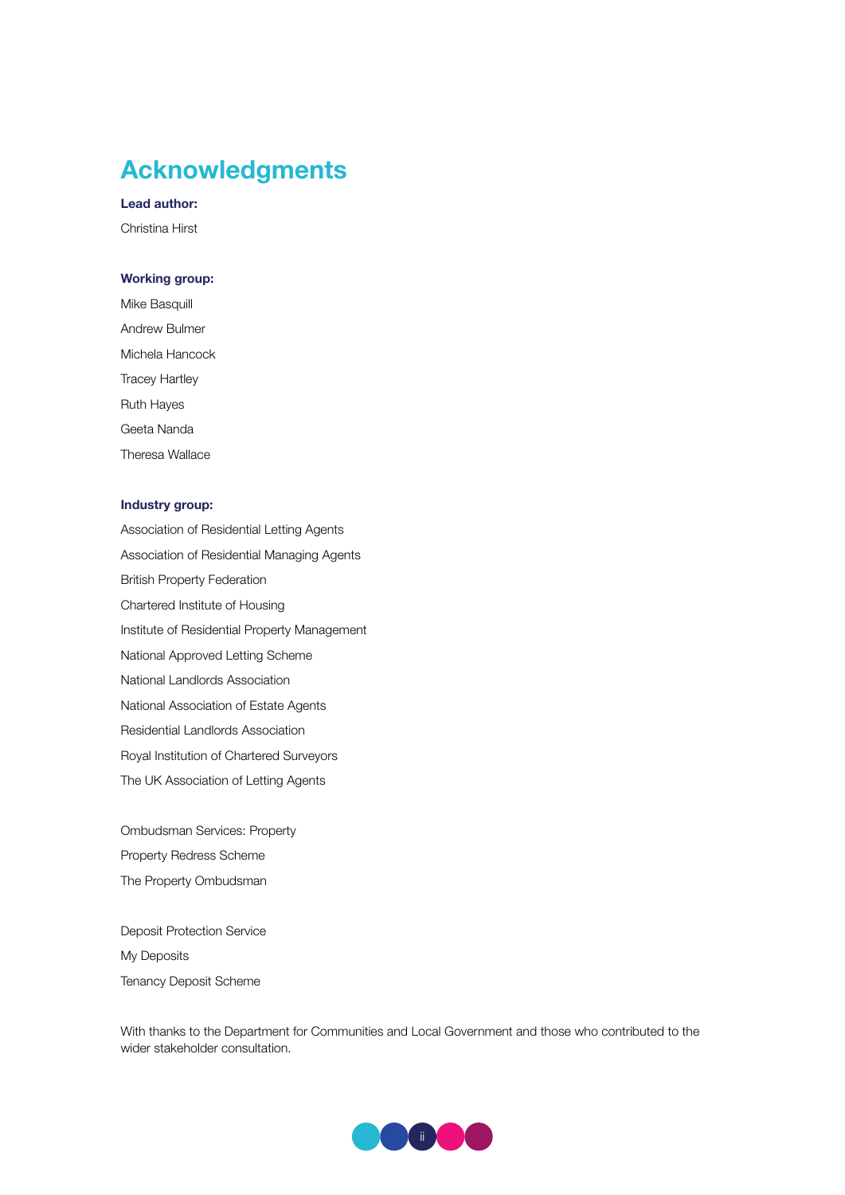# Acknowledgments

**Lead author:**

Christina Hirst

**Working group:**

Mike Basquill

Andrew Bulmer

Michela Hancock

Tracey Hartley

Ruth Hayes

Geeta Nanda

Theresa Wallace

**Industry group:**

Association of Residential Letting Agents

Association of Residential Managing Agents

British Property Federation

Chartered Institute of Housing

Institute of Residential Property Management

National Approved Letting Scheme

National Landlords Association

National Association of Estate Agents

Residential Landlords Association

Royal Institution of Chartered Surveyors

The UK Association of Letting Agents

Ombudsman Services: Property

Property Redress Scheme

The Property Ombudsman

Deposit Protection Service

My Deposits

Tenancy Deposit Scheme

With thanks to the Department for Communities and Local Government and those who contributed to the wider stakeholder consultation.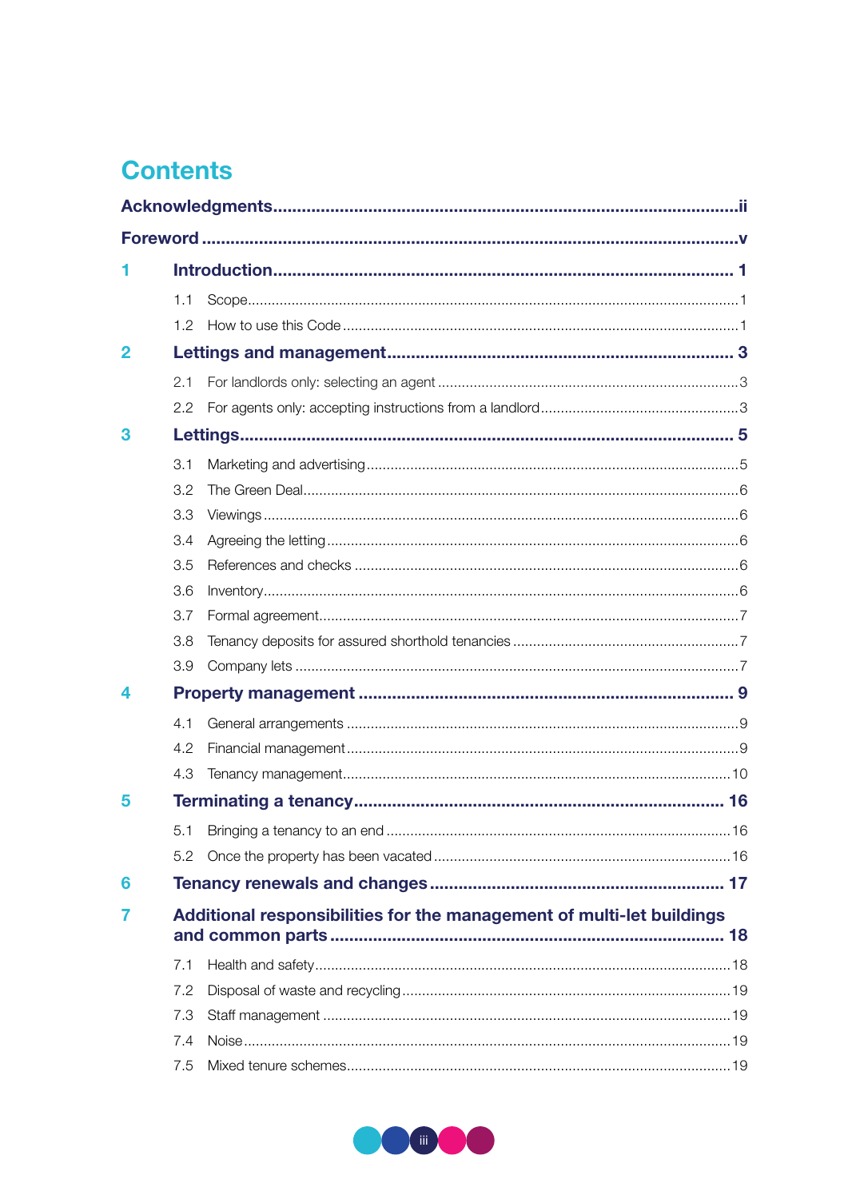# Contents

**Acknowledgments** ii

**Foreword** v

**1 Introduction** 1

- 1.1 Scope 1
- 1.2 How to use this Code 1

**2 Lettings and management** 3

- 2.1 For landlords only: selecting an agent 3
- 2.2 For agents only: accepting instructions from a landlord 3

**3 Lettings** 5

- 3.1 Marketing and advertising 5
- 3.2 The Green Deal 6
- 3.3 Viewings 6
- 3.4 Agreeing the letting 6
- 3.5 References and checks 6
- 3.6 Inventory 6
- 3.7 Formal agreement 7
- 3.8 Tenancy deposits for assured shorthold tenancies 7
- 3.9 Company lets 7

**4 Property management** 9

- 4.1 General arrangements 9
- 4.2 Financial management 9
- 4.3 Tenancy management 10

**5 Terminating a tenancy** 16

- 5.1 Bringing a tenancy to an end 16
- 5.2 Once the property has been vacated 16

**6 Tenancy renewals and changes** 17

**7 Additional responsibilities for the management of multi-let buildings and common parts** 18

- 7.1 Health and safety 18
- 7.2 Disposal of waste and recycling 19
- 7.3 Staff management 19
- 7.4 Noise 19
- 7.5 Mixed tenure schemes 19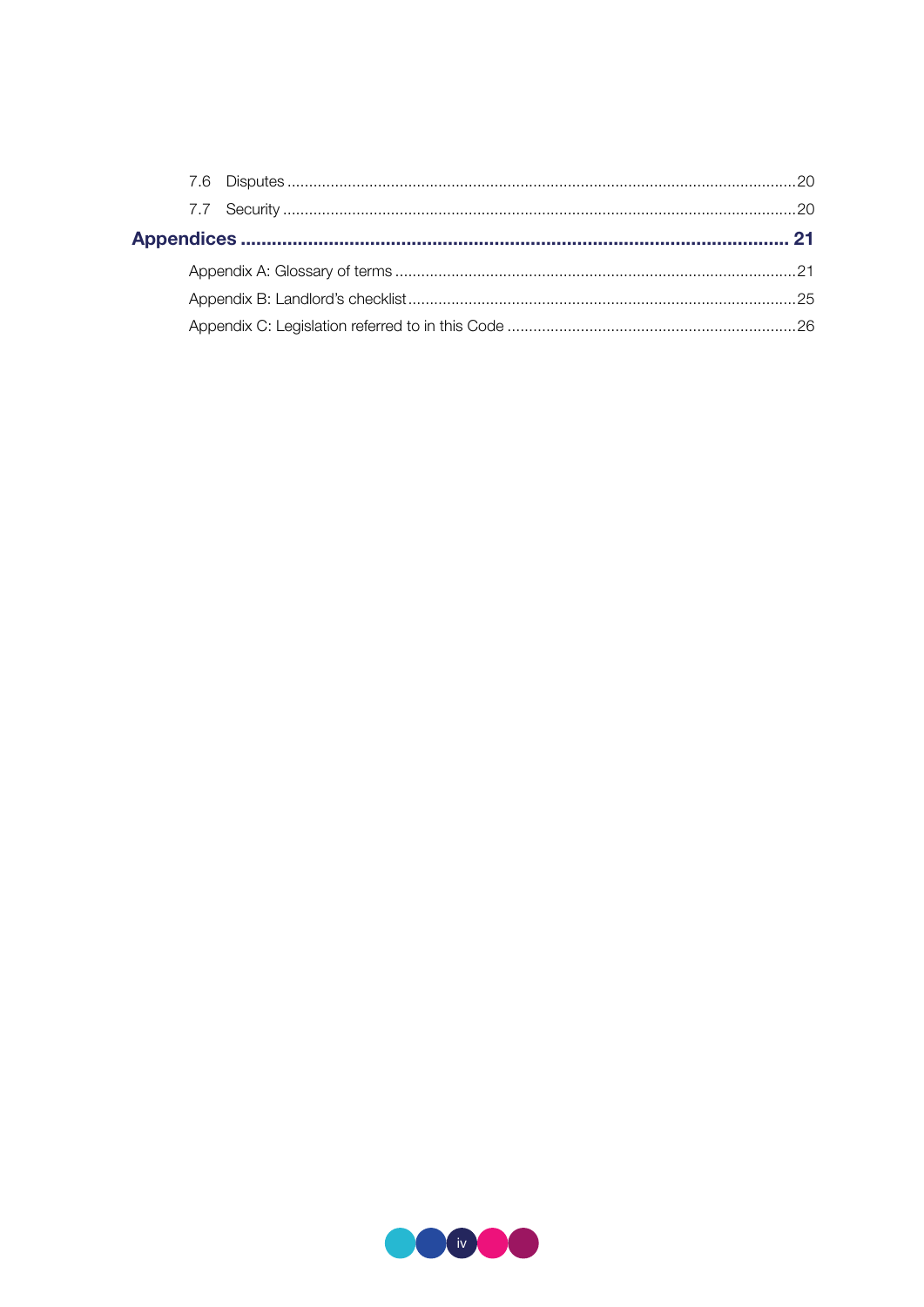7.6 Disputes ..... 20

7.7 Security ..... 20

**Appendices ..... 21**

Appendix A: Glossary of terms ..... 21

Appendix B: Landlord's checklist ..... 25

Appendix C: Legislation referred to in this Code ..... 26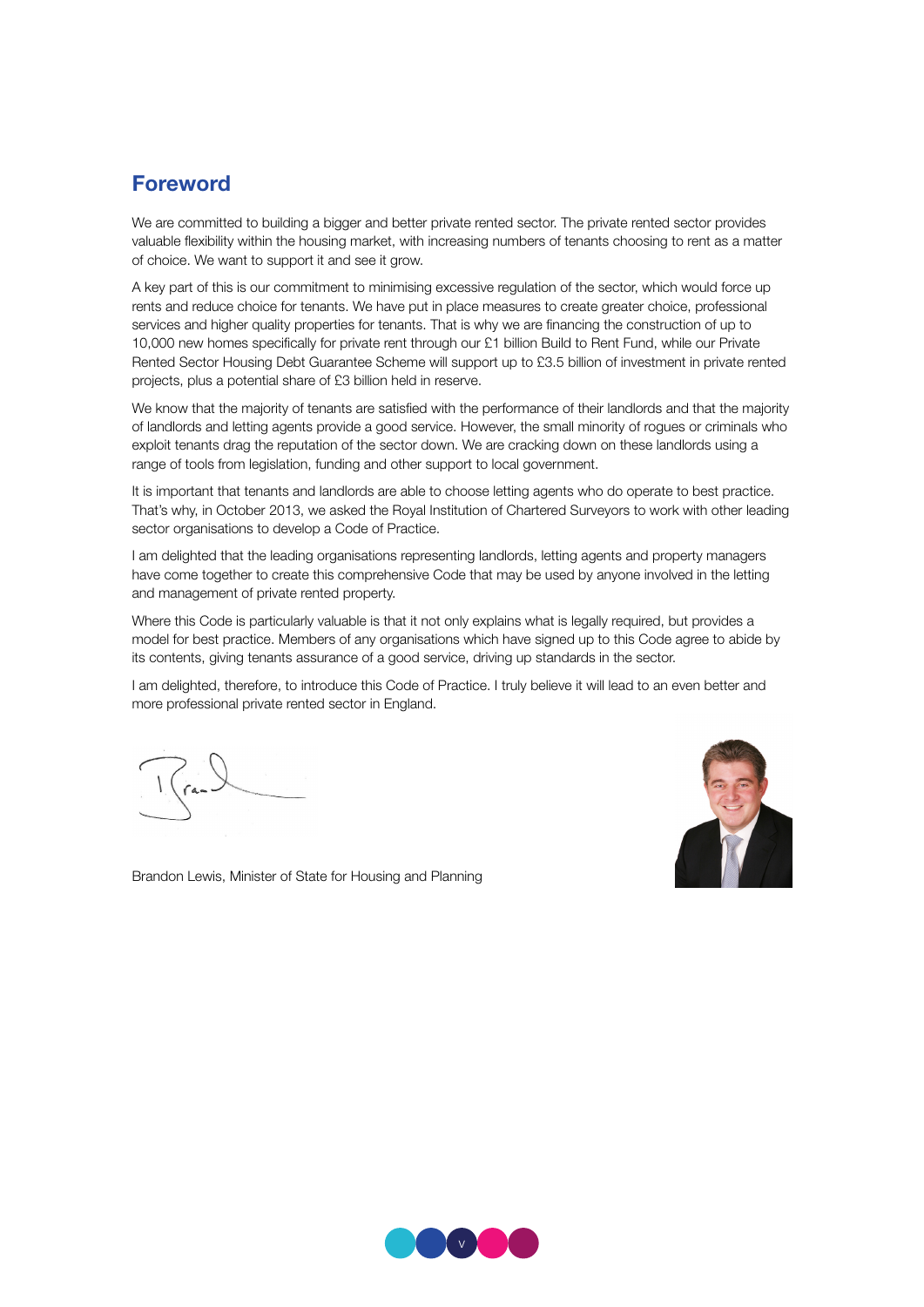## Foreword

We are committed to building a bigger and better private rented sector. The private rented sector provides valuable flexibility within the housing market, with increasing numbers of tenants choosing to rent as a matter of choice. We want to support it and see it grow.

A key part of this is our commitment to minimising excessive regulation of the sector, which would force up rents and reduce choice for tenants. We have put in place measures to create greater choice, professional services and higher quality properties for tenants. That is why we are financing the construction of up to 10,000 new homes specifically for private rent through our £1 billion Build to Rent Fund, while our Private Rented Sector Housing Debt Guarantee Scheme will support up to £3.5 billion of investment in private rented projects, plus a potential share of £3 billion held in reserve.

We know that the majority of tenants are satisfied with the performance of their landlords and that the majority of landlords and letting agents provide a good service. However, the small minority of rogues or criminals who exploit tenants drag the reputation of the sector down. We are cracking down on these landlords using a range of tools from legislation, funding and other support to local government.

It is important that tenants and landlords are able to choose letting agents who do operate to best practice. That's why, in October 2013, we asked the Royal Institution of Chartered Surveyors to work with other leading sector organisations to develop a Code of Practice.

I am delighted that the leading organisations representing landlords, letting agents and property managers have come together to create this comprehensive Code that may be used by anyone involved in the letting and management of private rented property.

Where this Code is particularly valuable is that it not only explains what is legally required, but provides a model for best practice. Members of any organisations which have signed up to this Code agree to abide by its contents, giving tenants assurance of a good service, driving up standards in the sector.

I am delighted, therefore, to introduce this Code of Practice. I truly believe it will lead to an even better and more professional private rented sector in England.

Brandon Lewis, Minister of State for Housing and Planning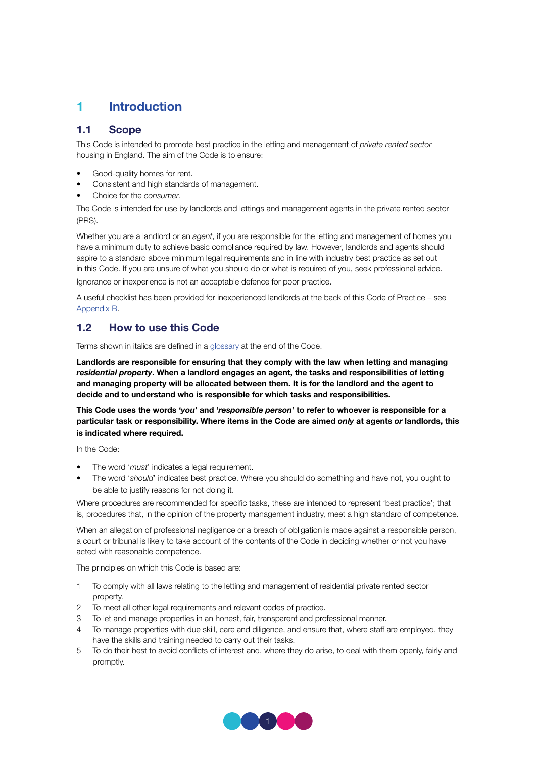# 1 Introduction

## 1.1 Scope

This Code is intended to promote best practice in the letting and management of *private rented sector* housing in England. The aim of the Code is to ensure:

- Good-quality homes for rent.
- Consistent and high standards of management.
- Choice for the *consumer*.

The Code is intended for use by landlords and lettings and management agents in the private rented sector (PRS).

Whether you are a landlord or an *agent*, if you are responsible for the letting and management of homes you have a minimum duty to achieve basic compliance required by law. However, landlords and agents should aspire to a standard above minimum legal requirements and in line with industry best practice as set out in this Code. If you are unsure of what you should do or what is required of you, seek professional advice.

Ignorance or inexperience is not an acceptable defence for poor practice.

A useful checklist has been provided for inexperienced landlords at the back of this Code of Practice – see Appendix B.

## 1.2 How to use this Code

Terms shown in italics are defined in a glossary at the end of the Code.

**Landlords are responsible for ensuring that they comply with the law when letting and managing *residential property*. When a landlord engages an agent, the tasks and responsibilities of letting and managing property will be allocated between them. It is for the landlord and the agent to decide and to understand who is responsible for which tasks and responsibilities.**

**This Code uses the words '*you*' and '*responsible person*' to refer to whoever is responsible for a particular task or responsibility. Where items in the Code are aimed *only* at agents *or* landlords, this is indicated where required.**

In the Code:

- The word '*must*' indicates a legal requirement.
- The word '*should*' indicates best practice. Where you should do something and have not, you ought to be able to justify reasons for not doing it.

Where procedures are recommended for specific tasks, these are intended to represent 'best practice'; that is, procedures that, in the opinion of the property management industry, meet a high standard of competence.

When an allegation of professional negligence or a breach of obligation is made against a responsible person, a court or tribunal is likely to take account of the contents of the Code in deciding whether or not you have acted with reasonable competence.

The principles on which this Code is based are:

1. To comply with all laws relating to the letting and management of residential private rented sector property.
2. To meet all other legal requirements and relevant codes of practice.
3. To let and manage properties in an honest, fair, transparent and professional manner.
4. To manage properties with due skill, care and diligence, and ensure that, where staff are employed, they have the skills and training needed to carry out their tasks.
5. To do their best to avoid conflicts of interest and, where they do arise, to deal with them openly, fairly and promptly.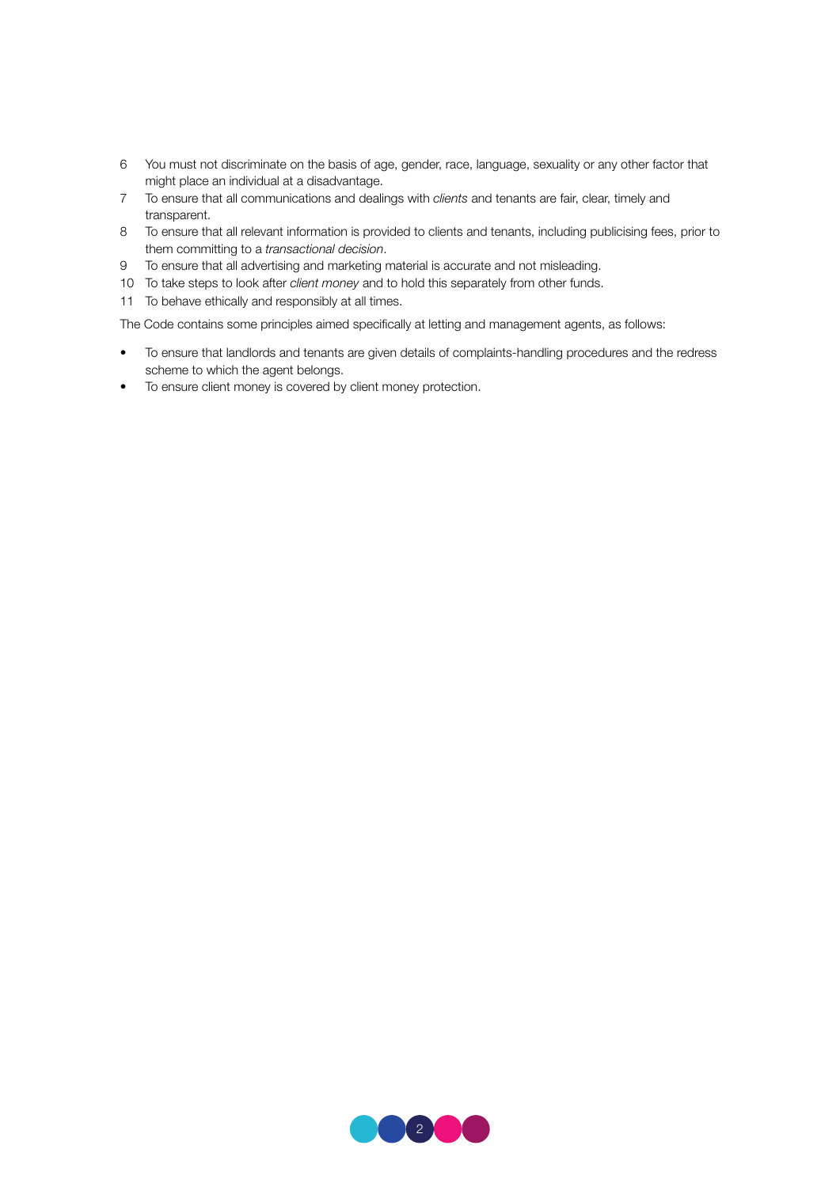6. You must not discriminate on the basis of age, gender, race, language, sexuality or any other factor that might place an individual at a disadvantage.
7. To ensure that all communications and dealings with *clients* and tenants are fair, clear, timely and transparent.
8. To ensure that all relevant information is provided to clients and tenants, including publicising fees, prior to them committing to a *transactional decision*.
9. To ensure that all advertising and marketing material is accurate and not misleading.
10. To take steps to look after *client money* and to hold this separately from other funds.
11. To behave ethically and responsibly at all times.

The Code contains some principles aimed specifically at letting and management agents, as follows:

- To ensure that landlords and tenants are given details of complaints-handling procedures and the redress scheme to which the agent belongs.
- To ensure client money is covered by client money protection.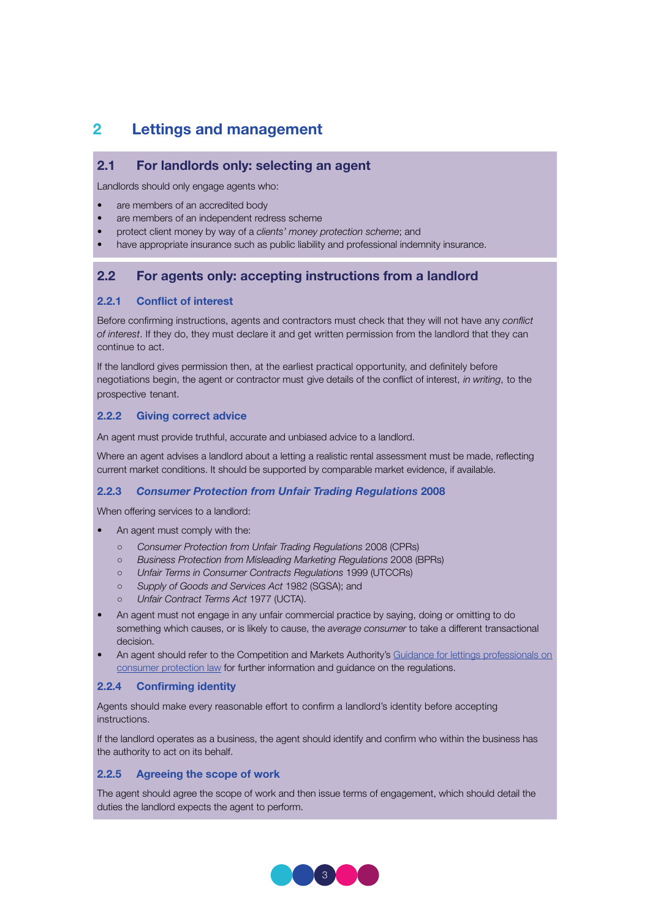# 2 Lettings and management

## 2.1 For landlords only: selecting an agent

Landlords should only engage agents who:

- are members of an accredited body
- are members of an independent redress scheme
- protect client money by way of a *clients' money protection scheme*; and
- have appropriate insurance such as public liability and professional indemnity insurance.

## 2.2 For agents only: accepting instructions from a landlord

### 2.2.1 Conflict of interest

Before confirming instructions, agents and contractors must check that they will not have any *conflict of interest*. If they do, they must declare it and get written permission from the landlord that they can continue to act.

If the landlord gives permission then, at the earliest practical opportunity, and definitely before negotiations begin, the agent or contractor must give details of the conflict of interest, *in writing*, to the prospective tenant.

### 2.2.2 Giving correct advice

An agent must provide truthful, accurate and unbiased advice to a landlord.

Where an agent advises a landlord about a letting a realistic rental assessment must be made, reflecting current market conditions. It should be supported by comparable market evidence, if available.

### 2.2.3 *Consumer Protection from Unfair Trading Regulations* 2008

When offering services to a landlord:

- An agent must comply with the:
  - *Consumer Protection from Unfair Trading Regulations* 2008 (CPRs)
  - *Business Protection from Misleading Marketing Regulations* 2008 (BPRs)
  - *Unfair Terms in Consumer Contracts Regulations* 1999 (UTCCRs)
  - *Supply of Goods and Services Act* 1982 (SGSA); and
  - *Unfair Contract Terms Act* 1977 (UCTA).
- An agent must not engage in any unfair commercial practice by saying, doing or omitting to do something which causes, or is likely to cause, the *average consumer* to take a different transactional decision.
- An agent should refer to the Competition and Markets Authority's Guidance for lettings professionals on consumer protection law for further information and guidance on the regulations.

### 2.2.4 Confirming identity

Agents should make every reasonable effort to confirm a landlord's identity before accepting instructions.

If the landlord operates as a business, the agent should identify and confirm who within the business has the authority to act on its behalf.

### 2.2.5 Agreeing the scope of work

The agent should agree the scope of work and then issue terms of engagement, which should detail the duties the landlord expects the agent to perform.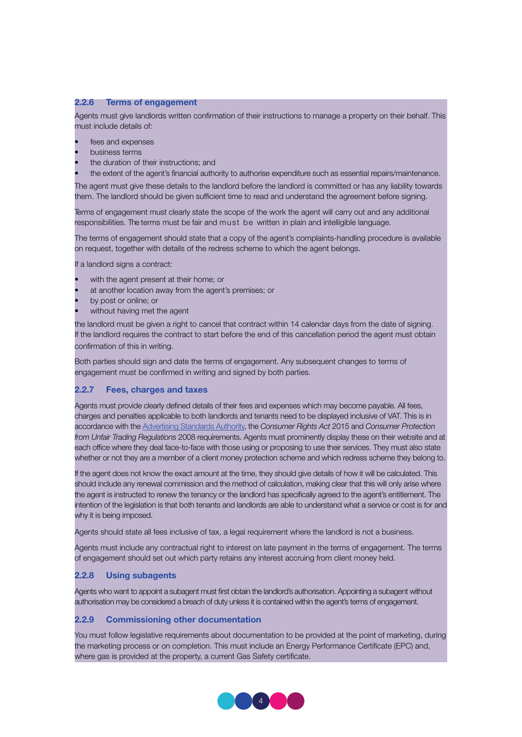### 2.2.6 Terms of engagement

Agents must give landlords written confirmation of their instructions to manage a property on their behalf. This must include details of:

- fees and expenses
- business terms
- the duration of their instructions; and
- the extent of the agent's financial authority to authorise expenditure such as essential repairs/maintenance.

The agent must give these details to the landlord before the landlord is committed or has any liability towards them. The landlord should be given sufficient time to read and understand the agreement before signing.

Terms of engagement must clearly state the scope of the work the agent will carry out and any additional responsibilities. The terms must be fair and must be written in plain and intelligible language.

The terms of engagement should state that a copy of the agent's complaints-handling procedure is available on request, together with details of the redress scheme to which the agent belongs.

If a landlord signs a contract:

- with the agent present at their home; or
- at another location away from the agent's premises; or
- by post or online; or
- without having met the agent

the landlord must be given a right to cancel that contract within 14 calendar days from the date of signing. If the landlord requires the contract to start before the end of this cancellation period the agent must obtain confirmation of this in writing.

Both parties should sign and date the terms of engagement. Any subsequent changes to terms of engagement must be confirmed in writing and signed by both parties.

### 2.2.7 Fees, charges and taxes

Agents must provide clearly defined details of their fees and expenses which may become payable. All fees, charges and penalties applicable to both landlords and tenants need to be displayed inclusive of VAT. This is in accordance with the Advertising Standards Authority, the *Consumer Rights Act* 2015 and *Consumer Protection from Unfair Trading Regulations* 2008 requirements. Agents must prominently display these on their website and at each office where they deal face-to-face with those using or proposing to use their services. They must also state whether or not they are a member of a client money protection scheme and which redress scheme they belong to.

If the agent does not know the exact amount at the time, they should give details of how it will be calculated. This should include any renewal commission and the method of calculation, making clear that this will only arise where the agent is instructed to renew the tenancy or the landlord has specifically agreed to the agent's entitlement. The intention of the legislation is that both tenants and landlords are able to understand what a service or cost is for and why it is being imposed.

Agents should state all fees inclusive of tax, a legal requirement where the landlord is not a business.

Agents must include any contractual right to interest on late payment in the terms of engagement. The terms of engagement should set out which party retains any interest accruing from client money held.

### 2.2.8 Using subagents

Agents who want to appoint a subagent must first obtain the landlord's authorisation. Appointing a subagent without authorisation may be considered a breach of duty unless it is contained within the agent's terms of engagement.

### 2.2.9 Commissioning other documentation

You must follow legislative requirements about documentation to be provided at the point of marketing, during the marketing process or on completion. This must include an Energy Performance Certificate (EPC) and, where gas is provided at the property, a current Gas Safety certificate.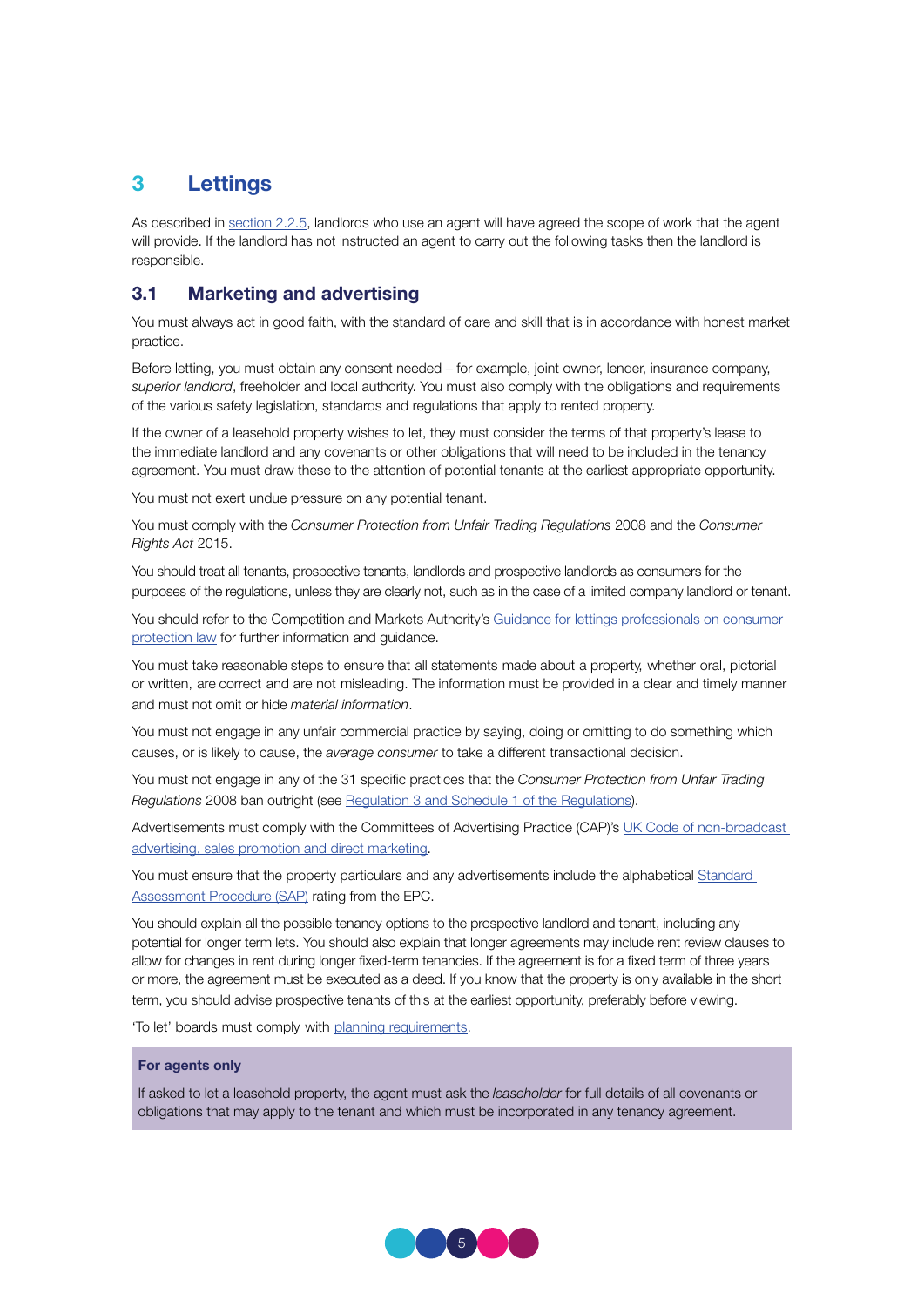# 3 Lettings

As described in section 2.2.5, landlords who use an agent will have agreed the scope of work that the agent will provide. If the landlord has not instructed an agent to carry out the following tasks then the landlord is responsible.

## 3.1 Marketing and advertising

You must always act in good faith, with the standard of care and skill that is in accordance with honest market practice.

Before letting, you must obtain any consent needed – for example, joint owner, lender, insurance company, *superior landlord*, freeholder and local authority. You must also comply with the obligations and requirements of the various safety legislation, standards and regulations that apply to rented property.

If the owner of a leasehold property wishes to let, they must consider the terms of that property's lease to the immediate landlord and any covenants or other obligations that will need to be included in the tenancy agreement. You must draw these to the attention of potential tenants at the earliest appropriate opportunity.

You must not exert undue pressure on any potential tenant.

You must comply with the *Consumer Protection from Unfair Trading Regulations* 2008 and the *Consumer Rights Act* 2015.

You should treat all tenants, prospective tenants, landlords and prospective landlords as consumers for the purposes of the regulations, unless they are clearly not, such as in the case of a limited company landlord or tenant.

You should refer to the Competition and Markets Authority's Guidance for lettings professionals on consumer protection law for further information and guidance.

You must take reasonable steps to ensure that all statements made about a property, whether oral, pictorial or written, are correct and are not misleading. The information must be provided in a clear and timely manner and must not omit or hide *material information*.

You must not engage in any unfair commercial practice by saying, doing or omitting to do something which causes, or is likely to cause, the *average consumer* to take a different transactional decision.

You must not engage in any of the 31 specific practices that the *Consumer Protection from Unfair Trading Regulations* 2008 ban outright (see Regulation 3 and Schedule 1 of the Regulations).

Advertisements must comply with the Committees of Advertising Practice (CAP)'s UK Code of non-broadcast advertising, sales promotion and direct marketing.

You must ensure that the property particulars and any advertisements include the alphabetical Standard Assessment Procedure (SAP) rating from the EPC.

You should explain all the possible tenancy options to the prospective landlord and tenant, including any potential for longer term lets. You should also explain that longer agreements may include rent review clauses to allow for changes in rent during longer fixed-term tenancies. If the agreement is for a fixed term of three years or more, the agreement must be executed as a deed. If you know that the property is only available in the short term, you should advise prospective tenants of this at the earliest opportunity, preferably before viewing.

'To let' boards must comply with planning requirements.

**For agents only**

If asked to let a leasehold property, the agent must ask the *leaseholder* for full details of all covenants or obligations that may apply to the tenant and which must be incorporated in any tenancy agreement.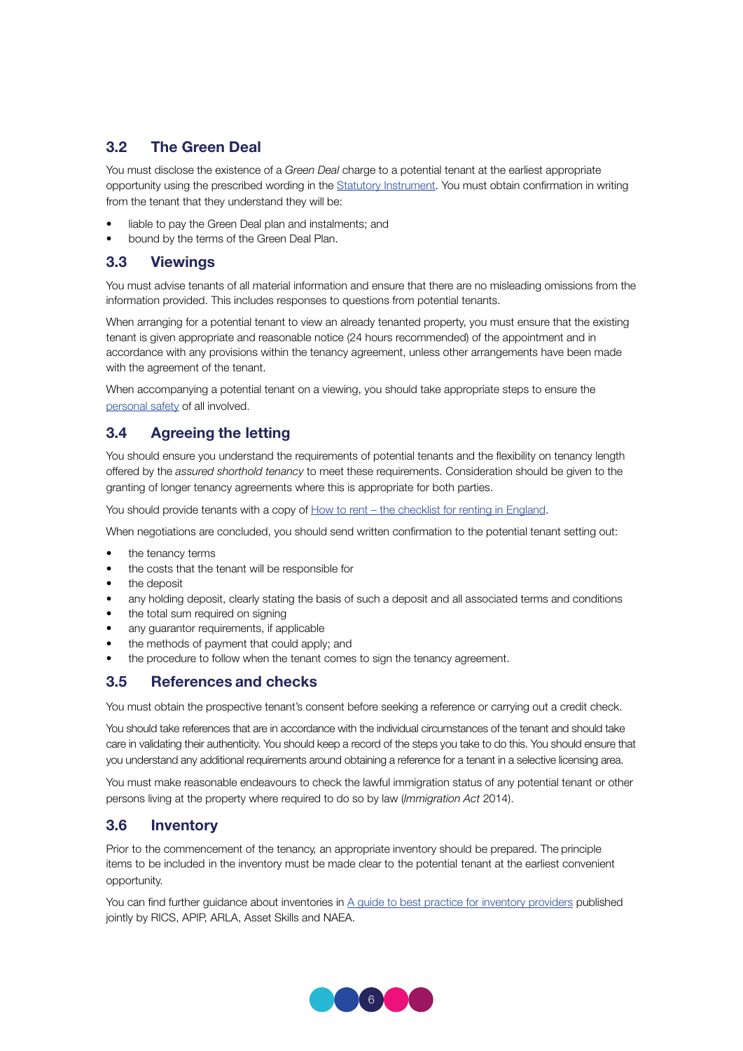## 3.2 The Green Deal

You must disclose the existence of a *Green Deal* charge to a potential tenant at the earliest appropriate opportunity using the prescribed wording in the Statutory Instrument. You must obtain confirmation in writing from the tenant that they understand they will be:

- liable to pay the Green Deal plan and instalments; and
- bound by the terms of the Green Deal Plan.

## 3.3 Viewings

You must advise tenants of all material information and ensure that there are no misleading omissions from the information provided. This includes responses to questions from potential tenants.

When arranging for a potential tenant to view an already tenanted property, you must ensure that the existing tenant is given appropriate and reasonable notice (24 hours recommended) of the appointment and in accordance with any provisions within the tenancy agreement, unless other arrangements have been made with the agreement of the tenant.

When accompanying a potential tenant on a viewing, you should take appropriate steps to ensure the personal safety of all involved.

## 3.4 Agreeing the letting

You should ensure you understand the requirements of potential tenants and the flexibility on tenancy length offered by the *assured shorthold tenancy* to meet these requirements. Consideration should be given to the granting of longer tenancy agreements where this is appropriate for both parties.

You should provide tenants with a copy of How to rent – the checklist for renting in England.

When negotiations are concluded, you should send written confirmation to the potential tenant setting out:

- the tenancy terms
- the costs that the tenant will be responsible for
- the deposit
- any holding deposit, clearly stating the basis of such a deposit and all associated terms and conditions
- the total sum required on signing
- any guarantor requirements, if applicable
- the methods of payment that could apply; and
- the procedure to follow when the tenant comes to sign the tenancy agreement.

## 3.5 References and checks

You must obtain the prospective tenant's consent before seeking a reference or carrying out a credit check.

You should take references that are in accordance with the individual circumstances of the tenant and should take care in validating their authenticity. You should keep a record of the steps you take to do this. You should ensure that you understand any additional requirements around obtaining a reference for a tenant in a selective licensing area.

You must make reasonable endeavours to check the lawful immigration status of any potential tenant or other persons living at the property where required to do so by law (*Immigration Act* 2014).

## 3.6 Inventory

Prior to the commencement of the tenancy, an appropriate inventory should be prepared. The principle items to be included in the inventory must be made clear to the potential tenant at the earliest convenient opportunity.

You can find further guidance about inventories in A guide to best practice for inventory providers published jointly by RICS, APIP, ARLA, Asset Skills and NAEA.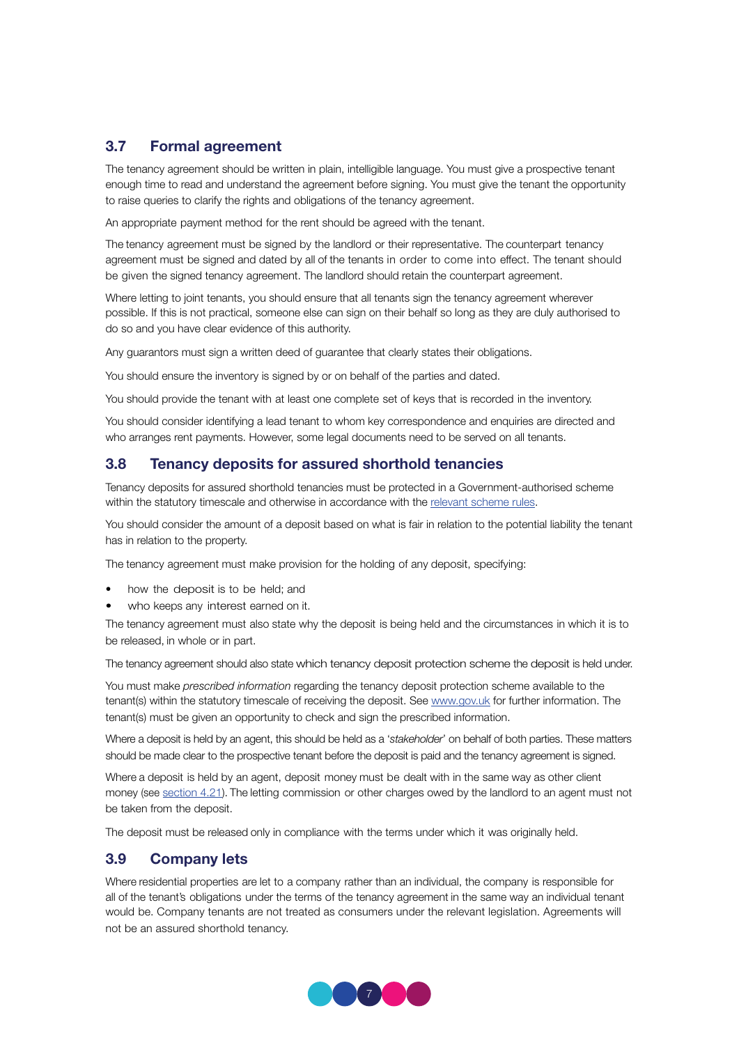## 3.7 Formal agreement

The tenancy agreement should be written in plain, intelligible language. You must give a prospective tenant enough time to read and understand the agreement before signing. You must give the tenant the opportunity to raise queries to clarify the rights and obligations of the tenancy agreement.

An appropriate payment method for the rent should be agreed with the tenant.

The tenancy agreement must be signed by the landlord or their representative. The counterpart tenancy agreement must be signed and dated by all of the tenants in order to come into effect. The tenant should be given the signed tenancy agreement. The landlord should retain the counterpart agreement.

Where letting to joint tenants, you should ensure that all tenants sign the tenancy agreement wherever possible. If this is not practical, someone else can sign on their behalf so long as they are duly authorised to do so and you have clear evidence of this authority.

Any guarantors must sign a written deed of guarantee that clearly states their obligations.

You should ensure the inventory is signed by or on behalf of the parties and dated.

You should provide the tenant with at least one complete set of keys that is recorded in the inventory.

You should consider identifying a lead tenant to whom key correspondence and enquiries are directed and who arranges rent payments. However, some legal documents need to be served on all tenants.

## 3.8 Tenancy deposits for assured shorthold tenancies

Tenancy deposits for assured shorthold tenancies must be protected in a Government-authorised scheme within the statutory timescale and otherwise in accordance with the relevant scheme rules.

You should consider the amount of a deposit based on what is fair in relation to the potential liability the tenant has in relation to the property.

The tenancy agreement must make provision for the holding of any deposit, specifying:

- how the deposit is to be held; and
- who keeps any interest earned on it.

The tenancy agreement must also state why the deposit is being held and the circumstances in which it is to be released, in whole or in part.

The tenancy agreement should also state which tenancy deposit protection scheme the deposit is held under.

You must make *prescribed information* regarding the tenancy deposit protection scheme available to the tenant(s) within the statutory timescale of receiving the deposit. See www.gov.uk for further information. The tenant(s) must be given an opportunity to check and sign the prescribed information.

Where a deposit is held by an agent, this should be held as a '*stakeholder*' on behalf of both parties. These matters should be made clear to the prospective tenant before the deposit is paid and the tenancy agreement is signed.

Where a deposit is held by an agent, deposit money must be dealt with in the same way as other client money (see section 4.21). The letting commission or other charges owed by the landlord to an agent must not be taken from the deposit.

The deposit must be released only in compliance with the terms under which it was originally held.

## 3.9 Company lets

Where residential properties are let to a company rather than an individual, the company is responsible for all of the tenant's obligations under the terms of the tenancy agreement in the same way an individual tenant would be. Company tenants are not treated as consumers under the relevant legislation. Agreements will not be an assured shorthold tenancy.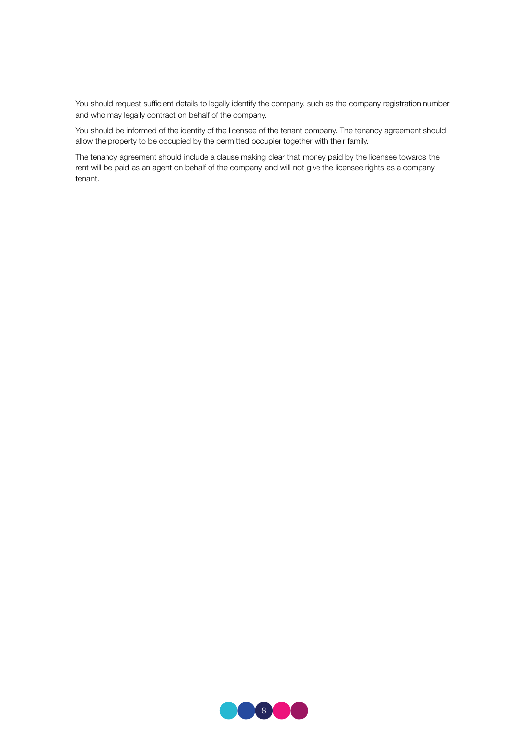You should request sufficient details to legally identify the company, such as the company registration number and who may legally contract on behalf of the company.

You should be informed of the identity of the licensee of the tenant company. The tenancy agreement should allow the property to be occupied by the permitted occupier together with their family.

The tenancy agreement should include a clause making clear that money paid by the licensee towards the rent will be paid as an agent on behalf of the company and will not give the licensee rights as a company tenant.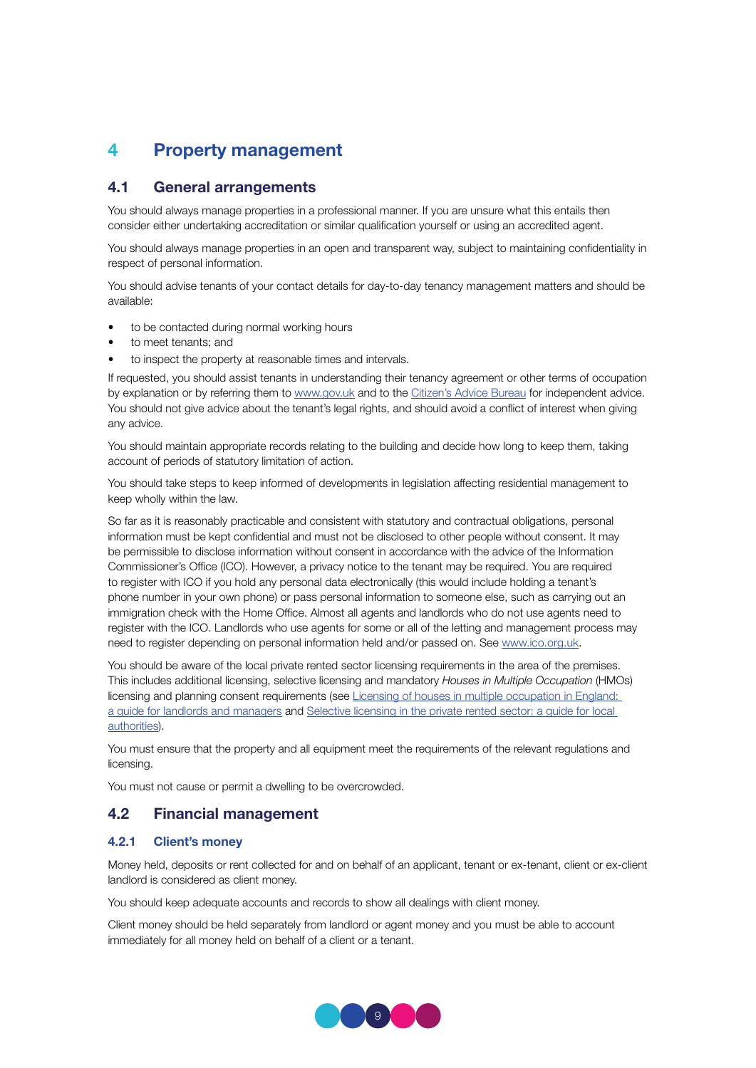# 4 Property management

## 4.1 General arrangements

You should always manage properties in a professional manner. If you are unsure what this entails then consider either undertaking accreditation or similar qualification yourself or using an accredited agent.

You should always manage properties in an open and transparent way, subject to maintaining confidentiality in respect of personal information.

You should advise tenants of your contact details for day-to-day tenancy management matters and should be available:

- to be contacted during normal working hours
- to meet tenants; and
- to inspect the property at reasonable times and intervals.

If requested, you should assist tenants in understanding their tenancy agreement or other terms of occupation by explanation or by referring them to www.gov.uk and to the Citizen's Advice Bureau for independent advice. You should not give advice about the tenant's legal rights, and should avoid a conflict of interest when giving any advice.

You should maintain appropriate records relating to the building and decide how long to keep them, taking account of periods of statutory limitation of action.

You should take steps to keep informed of developments in legislation affecting residential management to keep wholly within the law.

So far as it is reasonably practicable and consistent with statutory and contractual obligations, personal information must be kept confidential and must not be disclosed to other people without consent. It may be permissible to disclose information without consent in accordance with the advice of the Information Commissioner's Office (ICO). However, a privacy notice to the tenant may be required. You are required to register with ICO if you hold any personal data electronically (this would include holding a tenant's phone number in your own phone) or pass personal information to someone else, such as carrying out an immigration check with the Home Office. Almost all agents and landlords who do not use agents need to register with the ICO. Landlords who use agents for some or all of the letting and management process may need to register depending on personal information held and/or passed on. See www.ico.org.uk.

You should be aware of the local private rented sector licensing requirements in the area of the premises. This includes additional licensing, selective licensing and mandatory *Houses in Multiple Occupation* (HMOs) licensing and planning consent requirements (see Licensing of houses in multiple occupation in England: a guide for landlords and managers and Selective licensing in the private rented sector: a guide for local authorities).

You must ensure that the property and all equipment meet the requirements of the relevant regulations and licensing.

You must not cause or permit a dwelling to be overcrowded.

## 4.2 Financial management

### 4.2.1 Client's money

Money held, deposits or rent collected for and on behalf of an applicant, tenant or ex-tenant, client or ex-client landlord is considered as client money.

You should keep adequate accounts and records to show all dealings with client money.

Client money should be held separately from landlord or agent money and you must be able to account immediately for all money held on behalf of a client or a tenant.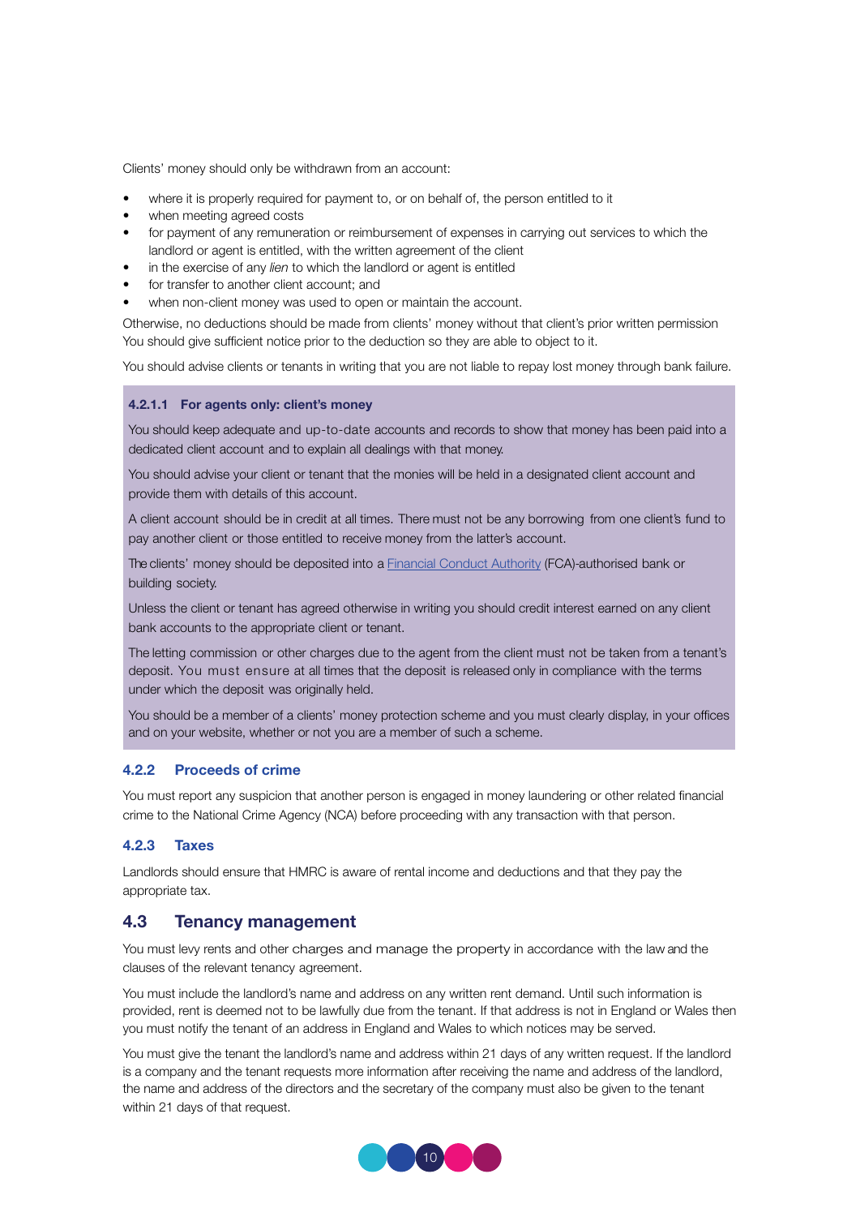Clients' money should only be withdrawn from an account:

- where it is properly required for payment to, or on behalf of, the person entitled to it
- when meeting agreed costs
- for payment of any remuneration or reimbursement of expenses in carrying out services to which the landlord or agent is entitled, with the written agreement of the client
- in the exercise of any *lien* to which the landlord or agent is entitled
- for transfer to another client account; and
- when non-client money was used to open or maintain the account.

Otherwise, no deductions should be made from clients' money without that client's prior written permission You should give sufficient notice prior to the deduction so they are able to object to it.

You should advise clients or tenants in writing that you are not liable to repay lost money through bank failure.

#### 4.2.1.1 For agents only: client's money

You should keep adequate and up-to-date accounts and records to show that money has been paid into a dedicated client account and to explain all dealings with that money.

You should advise your client or tenant that the monies will be held in a designated client account and provide them with details of this account.

A client account should be in credit at all times. There must not be any borrowing from one client's fund to pay another client or those entitled to receive money from the latter's account.

The clients' money should be deposited into a Financial Conduct Authority (FCA)-authorised bank or building society.

Unless the client or tenant has agreed otherwise in writing you should credit interest earned on any client bank accounts to the appropriate client or tenant.

The letting commission or other charges due to the agent from the client must not be taken from a tenant's deposit. You must ensure at all times that the deposit is released only in compliance with the terms under which the deposit was originally held.

You should be a member of a clients' money protection scheme and you must clearly display, in your offices and on your website, whether or not you are a member of such a scheme.

### 4.2.2 Proceeds of crime

You must report any suspicion that another person is engaged in money laundering or other related financial crime to the National Crime Agency (NCA) before proceeding with any transaction with that person.

### 4.2.3 Taxes

Landlords should ensure that HMRC is aware of rental income and deductions and that they pay the appropriate tax.

## 4.3 Tenancy management

You must levy rents and other charges and manage the property in accordance with the law and the clauses of the relevant tenancy agreement.

You must include the landlord's name and address on any written rent demand. Until such information is provided, rent is deemed not to be lawfully due from the tenant. If that address is not in England or Wales then you must notify the tenant of an address in England and Wales to which notices may be served.

You must give the tenant the landlord's name and address within 21 days of any written request. If the landlord is a company and the tenant requests more information after receiving the name and address of the landlord, the name and address of the directors and the secretary of the company must also be given to the tenant within 21 days of that request.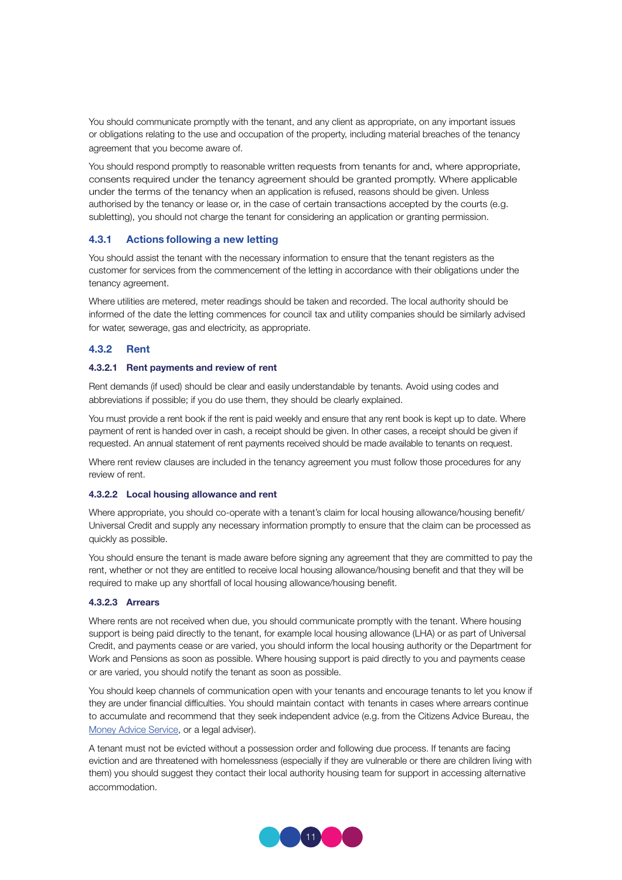You should communicate promptly with the tenant, and any client as appropriate, on any important issues or obligations relating to the use and occupation of the property, including material breaches of the tenancy agreement that you become aware of.

You should respond promptly to reasonable written requests from tenants for and, where appropriate, consents required under the tenancy agreement should be granted promptly. Where applicable under the terms of the tenancy when an application is refused, reasons should be given. Unless authorised by the tenancy or lease or, in the case of certain transactions accepted by the courts (e.g. subletting), you should not charge the tenant for considering an application or granting permission.

### 4.3.1 Actions following a new letting

You should assist the tenant with the necessary information to ensure that the tenant registers as the customer for services from the commencement of the letting in accordance with their obligations under the tenancy agreement.

Where utilities are metered, meter readings should be taken and recorded. The local authority should be informed of the date the letting commences for council tax and utility companies should be similarly advised for water, sewerage, gas and electricity, as appropriate.

### 4.3.2 Rent

#### 4.3.2.1 Rent payments and review of rent

Rent demands (if used) should be clear and easily understandable by tenants. Avoid using codes and abbreviations if possible; if you do use them, they should be clearly explained.

You must provide a rent book if the rent is paid weekly and ensure that any rent book is kept up to date. Where payment of rent is handed over in cash, a receipt should be given. In other cases, a receipt should be given if requested. An annual statement of rent payments received should be made available to tenants on request.

Where rent review clauses are included in the tenancy agreement you must follow those procedures for any review of rent.

#### 4.3.2.2 Local housing allowance and rent

Where appropriate, you should co-operate with a tenant's claim for local housing allowance/housing benefit/ Universal Credit and supply any necessary information promptly to ensure that the claim can be processed as quickly as possible.

You should ensure the tenant is made aware before signing any agreement that they are committed to pay the rent, whether or not they are entitled to receive local housing allowance/housing benefit and that they will be required to make up any shortfall of local housing allowance/housing benefit.

#### 4.3.2.3 Arrears

Where rents are not received when due, you should communicate promptly with the tenant. Where housing support is being paid directly to the tenant, for example local housing allowance (LHA) or as part of Universal Credit, and payments cease or are varied, you should inform the local housing authority or the Department for Work and Pensions as soon as possible. Where housing support is paid directly to you and payments cease or are varied, you should notify the tenant as soon as possible.

You should keep channels of communication open with your tenants and encourage tenants to let you know if they are under financial difficulties. You should maintain contact with tenants in cases where arrears continue to accumulate and recommend that they seek independent advice (e.g. from the Citizens Advice Bureau, the Money Advice Service, or a legal adviser).

A tenant must not be evicted without a possession order and following due process. If tenants are facing eviction and are threatened with homelessness (especially if they are vulnerable or there are children living with them) you should suggest they contact their local authority housing team for support in accessing alternative accommodation.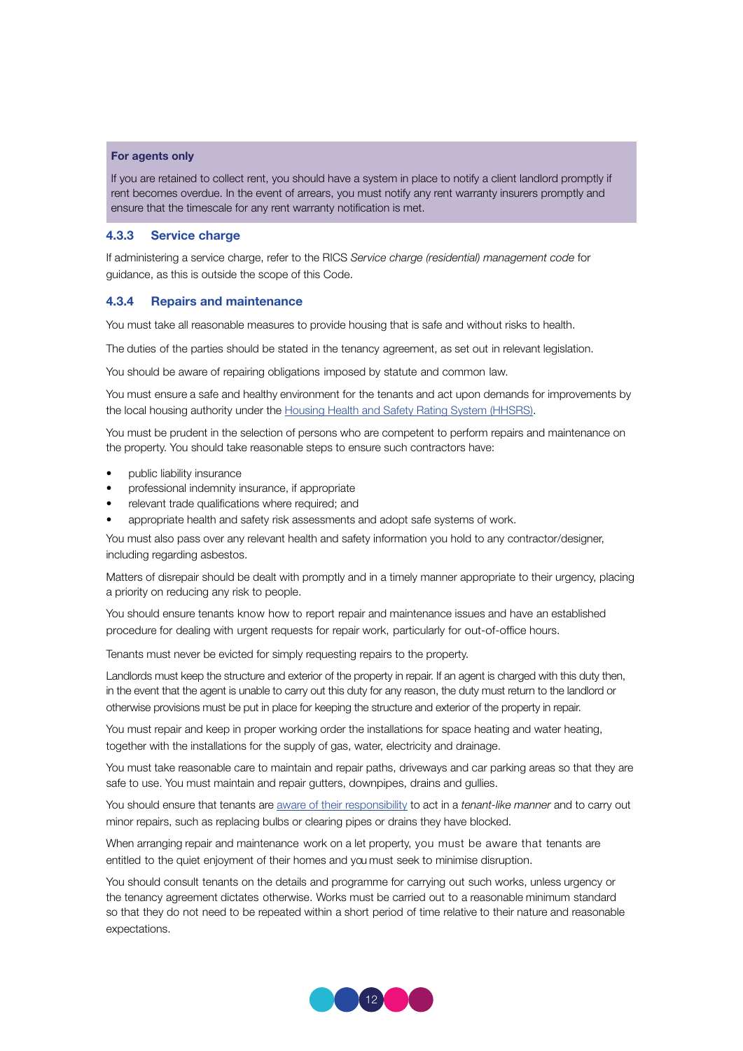**For agents only**

If you are retained to collect rent, you should have a system in place to notify a client landlord promptly if rent becomes overdue. In the event of arrears, you must notify any rent warranty insurers promptly and ensure that the timescale for any rent warranty notification is met.

### 4.3.3 Service charge

If administering a service charge, refer to the RICS *Service charge (residential) management code* for guidance, as this is outside the scope of this Code.

### 4.3.4 Repairs and maintenance

You must take all reasonable measures to provide housing that is safe and without risks to health.

The duties of the parties should be stated in the tenancy agreement, as set out in relevant legislation.

You should be aware of repairing obligations imposed by statute and common law.

You must ensure a safe and healthy environment for the tenants and act upon demands for improvements by the local housing authority under the Housing Health and Safety Rating System (HHSRS).

You must be prudent in the selection of persons who are competent to perform repairs and maintenance on the property. You should take reasonable steps to ensure such contractors have:

- public liability insurance
- professional indemnity insurance, if appropriate
- relevant trade qualifications where required; and
- appropriate health and safety risk assessments and adopt safe systems of work.

You must also pass over any relevant health and safety information you hold to any contractor/designer, including regarding asbestos.

Matters of disrepair should be dealt with promptly and in a timely manner appropriate to their urgency, placing a priority on reducing any risk to people.

You should ensure tenants know how to report repair and maintenance issues and have an established procedure for dealing with urgent requests for repair work, particularly for out-of-office hours.

Tenants must never be evicted for simply requesting repairs to the property.

Landlords must keep the structure and exterior of the property in repair. If an agent is charged with this duty then, in the event that the agent is unable to carry out this duty for any reason, the duty must return to the landlord or otherwise provisions must be put in place for keeping the structure and exterior of the property in repair.

You must repair and keep in proper working order the installations for space heating and water heating, together with the installations for the supply of gas, water, electricity and drainage.

You must take reasonable care to maintain and repair paths, driveways and car parking areas so that they are safe to use. You must maintain and repair gutters, downpipes, drains and gullies.

You should ensure that tenants are aware of their responsibility to act in a *tenant-like manner* and to carry out minor repairs, such as replacing bulbs or clearing pipes or drains they have blocked.

When arranging repair and maintenance work on a let property, you must be aware that tenants are entitled to the quiet enjoyment of their homes and you must seek to minimise disruption.

You should consult tenants on the details and programme for carrying out such works, unless urgency or the tenancy agreement dictates otherwise. Works must be carried out to a reasonable minimum standard so that they do not need to be repeated within a short period of time relative to their nature and reasonable expectations.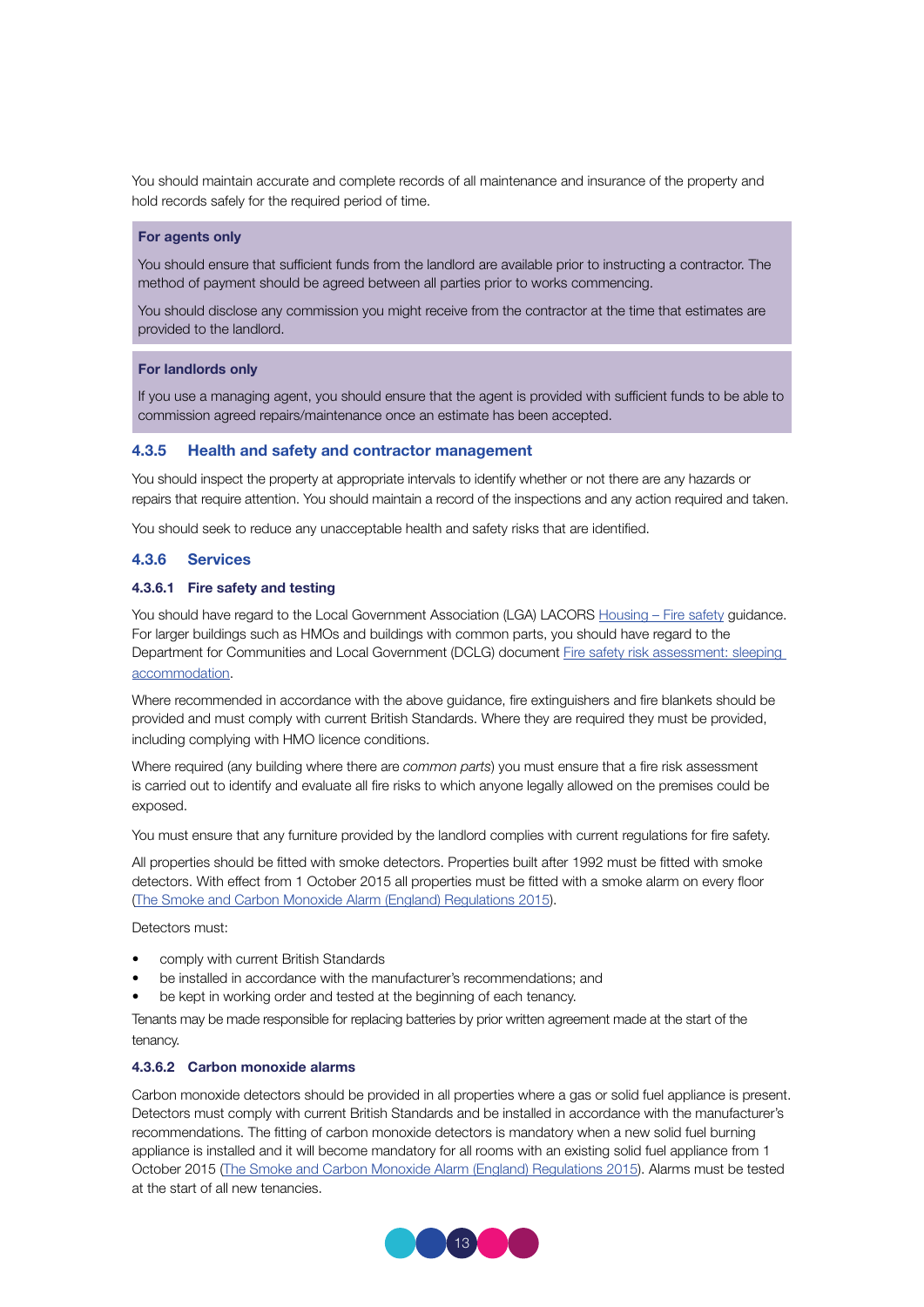You should maintain accurate and complete records of all maintenance and insurance of the property and hold records safely for the required period of time.

**For agents only**

You should ensure that sufficient funds from the landlord are available prior to instructing a contractor. The method of payment should be agreed between all parties prior to works commencing.

You should disclose any commission you might receive from the contractor at the time that estimates are provided to the landlord.

**For landlords only**

If you use a managing agent, you should ensure that the agent is provided with sufficient funds to be able to commission agreed repairs/maintenance once an estimate has been accepted.

### 4.3.5 Health and safety and contractor management

You should inspect the property at appropriate intervals to identify whether or not there are any hazards or repairs that require attention. You should maintain a record of the inspections and any action required and taken.

You should seek to reduce any unacceptable health and safety risks that are identified.

### 4.3.6 Services

#### 4.3.6.1 Fire safety and testing

You should have regard to the Local Government Association (LGA) LACORS Housing – Fire safety guidance. For larger buildings such as HMOs and buildings with common parts, you should have regard to the Department for Communities and Local Government (DCLG) document Fire safety risk assessment: sleeping accommodation.

Where recommended in accordance with the above guidance, fire extinguishers and fire blankets should be provided and must comply with current British Standards. Where they are required they must be provided, including complying with HMO licence conditions.

Where required (any building where there are *common parts*) you must ensure that a fire risk assessment is carried out to identify and evaluate all fire risks to which anyone legally allowed on the premises could be exposed.

You must ensure that any furniture provided by the landlord complies with current regulations for fire safety.

All properties should be fitted with smoke detectors. Properties built after 1992 must be fitted with smoke detectors. With effect from 1 October 2015 all properties must be fitted with a smoke alarm on every floor (The Smoke and Carbon Monoxide Alarm (England) Regulations 2015).

Detectors must:

- comply with current British Standards
- be installed in accordance with the manufacturer's recommendations; and
- be kept in working order and tested at the beginning of each tenancy.

Tenants may be made responsible for replacing batteries by prior written agreement made at the start of the tenancy.

#### 4.3.6.2 Carbon monoxide alarms

Carbon monoxide detectors should be provided in all properties where a gas or solid fuel appliance is present. Detectors must comply with current British Standards and be installed in accordance with the manufacturer's recommendations. The fitting of carbon monoxide detectors is mandatory when a new solid fuel burning appliance is installed and it will become mandatory for all rooms with an existing solid fuel appliance from 1 October 2015 (The Smoke and Carbon Monoxide Alarm (England) Regulations 2015). Alarms must be tested at the start of all new tenancies.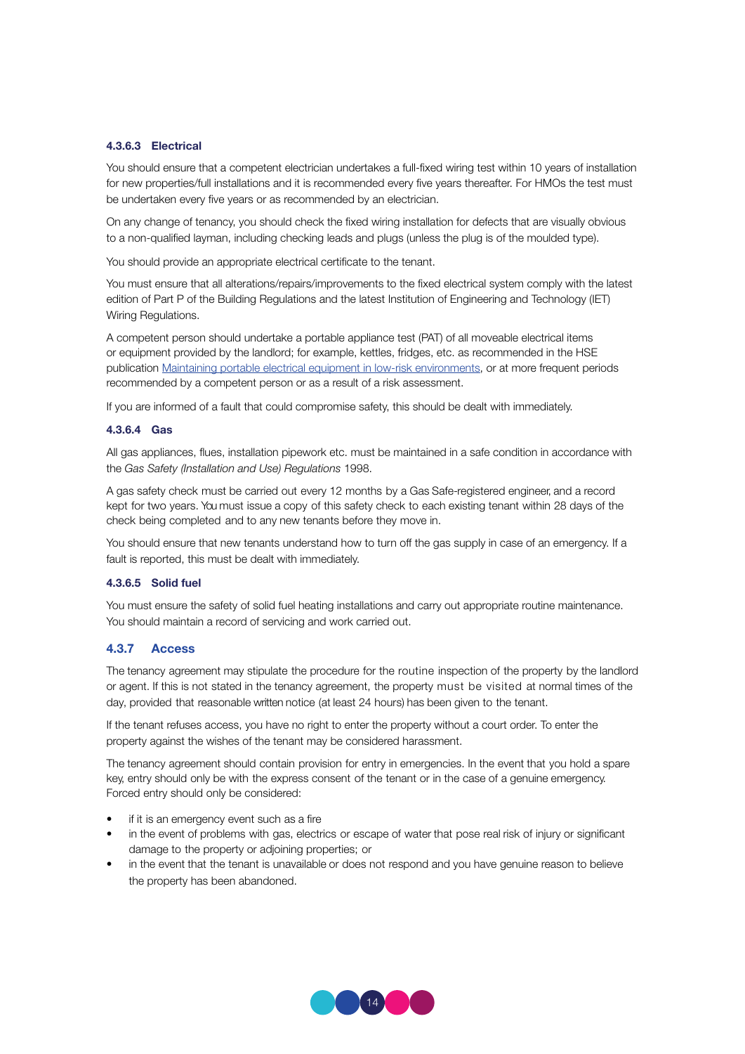#### 4.3.6.3 Electrical

You should ensure that a competent electrician undertakes a full-fixed wiring test within 10 years of installation for new properties/full installations and it is recommended every five years thereafter. For HMOs the test must be undertaken every five years or as recommended by an electrician.

On any change of tenancy, you should check the fixed wiring installation for defects that are visually obvious to a non-qualified layman, including checking leads and plugs (unless the plug is of the moulded type).

You should provide an appropriate electrical certificate to the tenant.

You must ensure that all alterations/repairs/improvements to the fixed electrical system comply with the latest edition of Part P of the Building Regulations and the latest Institution of Engineering and Technology (IET) Wiring Regulations.

A competent person should undertake a portable appliance test (PAT) of all moveable electrical items or equipment provided by the landlord; for example, kettles, fridges, etc. as recommended in the HSE publication Maintaining portable electrical equipment in low-risk environments, or at more frequent periods recommended by a competent person or as a result of a risk assessment.

If you are informed of a fault that could compromise safety, this should be dealt with immediately.

#### 4.3.6.4 Gas

All gas appliances, flues, installation pipework etc. must be maintained in a safe condition in accordance with the *Gas Safety (Installation and Use) Regulations* 1998.

A gas safety check must be carried out every 12 months by a Gas Safe-registered engineer, and a record kept for two years. You must issue a copy of this safety check to each existing tenant within 28 days of the check being completed and to any new tenants before they move in.

You should ensure that new tenants understand how to turn off the gas supply in case of an emergency. If a fault is reported, this must be dealt with immediately.

#### 4.3.6.5 Solid fuel

You must ensure the safety of solid fuel heating installations and carry out appropriate routine maintenance. You should maintain a record of servicing and work carried out.

### 4.3.7 Access

The tenancy agreement may stipulate the procedure for the routine inspection of the property by the landlord or agent. If this is not stated in the tenancy agreement, the property must be visited at normal times of the day, provided that reasonable written notice (at least 24 hours) has been given to the tenant.

If the tenant refuses access, you have no right to enter the property without a court order. To enter the property against the wishes of the tenant may be considered harassment.

The tenancy agreement should contain provision for entry in emergencies. In the event that you hold a spare key, entry should only be with the express consent of the tenant or in the case of a genuine emergency. Forced entry should only be considered:

- if it is an emergency event such as a fire
- in the event of problems with gas, electrics or escape of water that pose real risk of injury or significant damage to the property or adjoining properties; or
- in the event that the tenant is unavailable or does not respond and you have genuine reason to believe the property has been abandoned.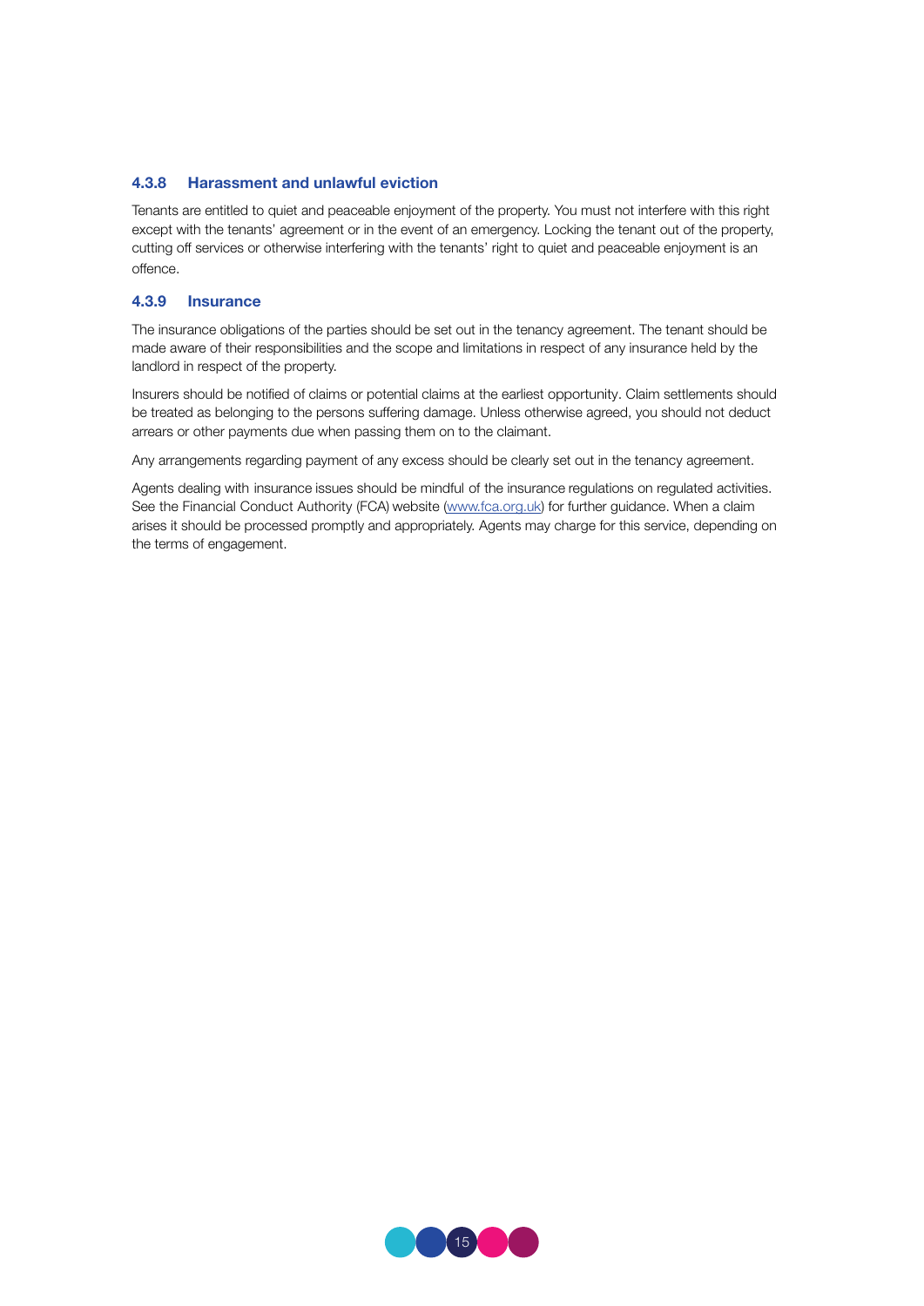### 4.3.8 Harassment and unlawful eviction

Tenants are entitled to quiet and peaceable enjoyment of the property. You must not interfere with this right except with the tenants' agreement or in the event of an emergency. Locking the tenant out of the property, cutting off services or otherwise interfering with the tenants' right to quiet and peaceable enjoyment is an offence.

### 4.3.9 Insurance

The insurance obligations of the parties should be set out in the tenancy agreement. The tenant should be made aware of their responsibilities and the scope and limitations in respect of any insurance held by the landlord in respect of the property.

Insurers should be notified of claims or potential claims at the earliest opportunity. Claim settlements should be treated as belonging to the persons suffering damage. Unless otherwise agreed, you should not deduct arrears or other payments due when passing them on to the claimant.

Any arrangements regarding payment of any excess should be clearly set out in the tenancy agreement.

Agents dealing with insurance issues should be mindful of the insurance regulations on regulated activities. See the Financial Conduct Authority (FCA) website (www.fca.org.uk) for further guidance. When a claim arises it should be processed promptly and appropriately. Agents may charge for this service, depending on the terms of engagement.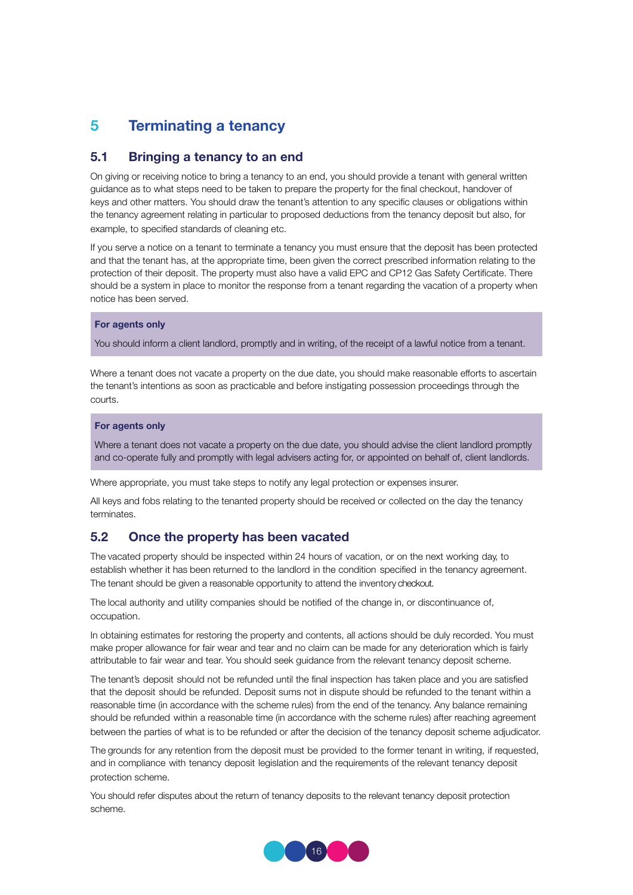# 5 Terminating a tenancy

## 5.1 Bringing a tenancy to an end

On giving or receiving notice to bring a tenancy to an end, you should provide a tenant with general written guidance as to what steps need to be taken to prepare the property for the final checkout, handover of keys and other matters. You should draw the tenant's attention to any specific clauses or obligations within the tenancy agreement relating in particular to proposed deductions from the tenancy deposit but also, for example, to specified standards of cleaning etc.

If you serve a notice on a tenant to terminate a tenancy you must ensure that the deposit has been protected and that the tenant has, at the appropriate time, been given the correct prescribed information relating to the protection of their deposit. The property must also have a valid EPC and CP12 Gas Safety Certificate. There should be a system in place to monitor the response from a tenant regarding the vacation of a property when notice has been served.

> **For agents only**
>
> You should inform a client landlord, promptly and in writing, of the receipt of a lawful notice from a tenant.

Where a tenant does not vacate a property on the due date, you should make reasonable efforts to ascertain the tenant's intentions as soon as practicable and before instigating possession proceedings through the courts.

> **For agents only**
>
> Where a tenant does not vacate a property on the due date, you should advise the client landlord promptly and co-operate fully and promptly with legal advisers acting for, or appointed on behalf of, client landlords.

Where appropriate, you must take steps to notify any legal protection or expenses insurer.

All keys and fobs relating to the tenanted property should be received or collected on the day the tenancy terminates.

## 5.2 Once the property has been vacated

The vacated property should be inspected within 24 hours of vacation, or on the next working day, to establish whether it has been returned to the landlord in the condition specified in the tenancy agreement. The tenant should be given a reasonable opportunity to attend the inventory checkout.

The local authority and utility companies should be notified of the change in, or discontinuance of, occupation.

In obtaining estimates for restoring the property and contents, all actions should be duly recorded. You must make proper allowance for fair wear and tear and no claim can be made for any deterioration which is fairly attributable to fair wear and tear. You should seek guidance from the relevant tenancy deposit scheme.

The tenant's deposit should not be refunded until the final inspection has taken place and you are satisfied that the deposit should be refunded. Deposit sums not in dispute should be refunded to the tenant within a reasonable time (in accordance with the scheme rules) from the end of the tenancy. Any balance remaining should be refunded within a reasonable time (in accordance with the scheme rules) after reaching agreement between the parties of what is to be refunded or after the decision of the tenancy deposit scheme adjudicator.

The grounds for any retention from the deposit must be provided to the former tenant in writing, if requested, and in compliance with tenancy deposit legislation and the requirements of the relevant tenancy deposit protection scheme.

You should refer disputes about the return of tenancy deposits to the relevant tenancy deposit protection scheme.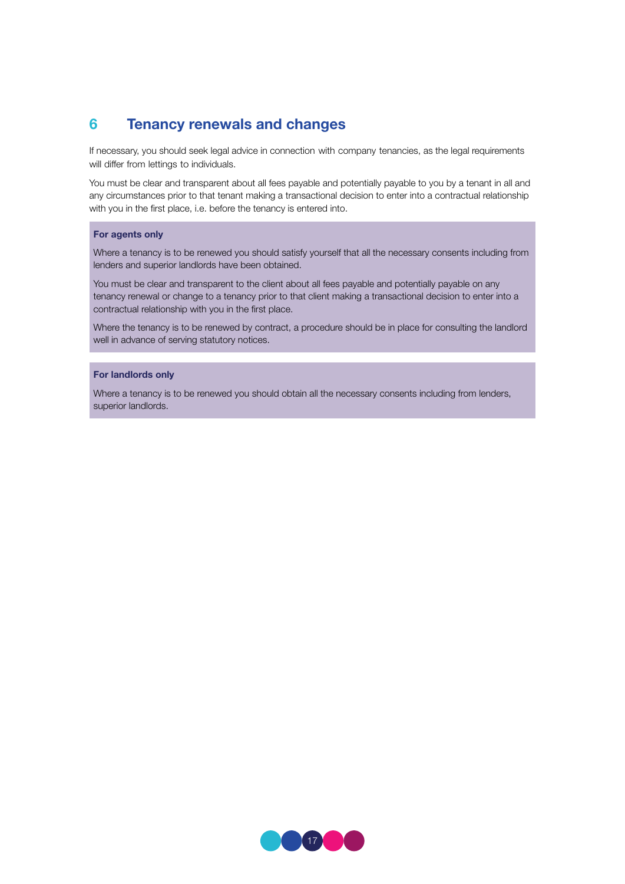## 6 Tenancy renewals and changes

If necessary, you should seek legal advice in connection with company tenancies, as the legal requirements will differ from lettings to individuals.

You must be clear and transparent about all fees payable and potentially payable to you by a tenant in all and any circumstances prior to that tenant making a transactional decision to enter into a contractual relationship with you in the first place, i.e. before the tenancy is entered into.

**For agents only**

Where a tenancy is to be renewed you should satisfy yourself that all the necessary consents including from lenders and superior landlords have been obtained.

You must be clear and transparent to the client about all fees payable and potentially payable on any tenancy renewal or change to a tenancy prior to that client making a transactional decision to enter into a contractual relationship with you in the first place.

Where the tenancy is to be renewed by contract, a procedure should be in place for consulting the landlord well in advance of serving statutory notices.

**For landlords only**

Where a tenancy is to be renewed you should obtain all the necessary consents including from lenders, superior landlords.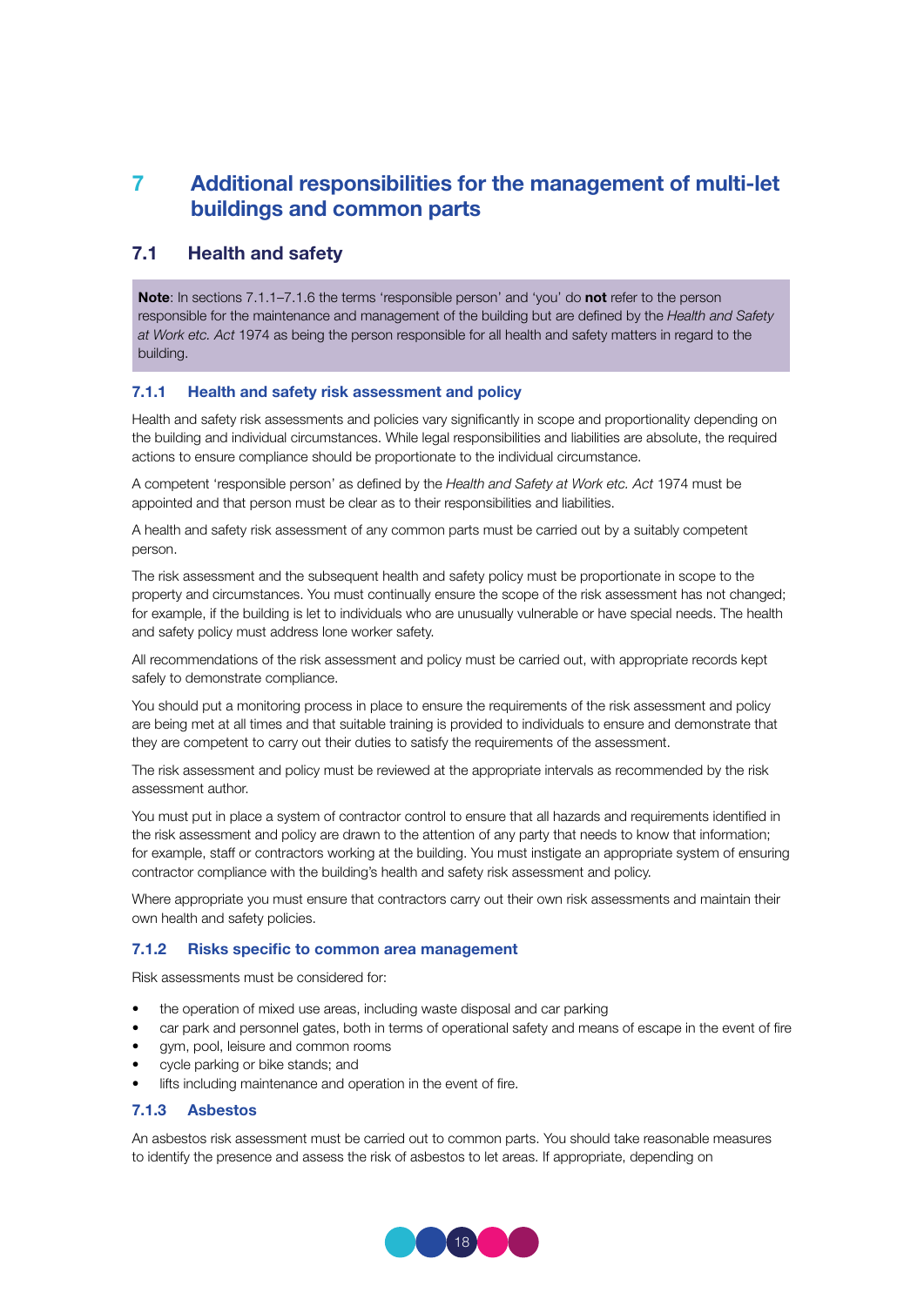# 7 Additional responsibilities for the management of multi-let buildings and common parts

## 7.1 Health and safety

**Note**: In sections 7.1.1–7.1.6 the terms 'responsible person' and 'you' do **not** refer to the person responsible for the maintenance and management of the building but are defined by the *Health and Safety at Work etc. Act* 1974 as being the person responsible for all health and safety matters in regard to the building.

### 7.1.1 Health and safety risk assessment and policy

Health and safety risk assessments and policies vary significantly in scope and proportionality depending on the building and individual circumstances. While legal responsibilities and liabilities are absolute, the required actions to ensure compliance should be proportionate to the individual circumstance.

A competent 'responsible person' as defined by the *Health and Safety at Work etc. Act* 1974 must be appointed and that person must be clear as to their responsibilities and liabilities.

A health and safety risk assessment of any common parts must be carried out by a suitably competent person.

The risk assessment and the subsequent health and safety policy must be proportionate in scope to the property and circumstances. You must continually ensure the scope of the risk assessment has not changed; for example, if the building is let to individuals who are unusually vulnerable or have special needs. The health and safety policy must address lone worker safety.

All recommendations of the risk assessment and policy must be carried out, with appropriate records kept safely to demonstrate compliance.

You should put a monitoring process in place to ensure the requirements of the risk assessment and policy are being met at all times and that suitable training is provided to individuals to ensure and demonstrate that they are competent to carry out their duties to satisfy the requirements of the assessment.

The risk assessment and policy must be reviewed at the appropriate intervals as recommended by the risk assessment author.

You must put in place a system of contractor control to ensure that all hazards and requirements identified in the risk assessment and policy are drawn to the attention of any party that needs to know that information; for example, staff or contractors working at the building. You must instigate an appropriate system of ensuring contractor compliance with the building's health and safety risk assessment and policy.

Where appropriate you must ensure that contractors carry out their own risk assessments and maintain their own health and safety policies.

### 7.1.2 Risks specific to common area management

Risk assessments must be considered for:

- the operation of mixed use areas, including waste disposal and car parking
- car park and personnel gates, both in terms of operational safety and means of escape in the event of fire
- gym, pool, leisure and common rooms
- cycle parking or bike stands; and
- lifts including maintenance and operation in the event of fire.

### 7.1.3 Asbestos

An asbestos risk assessment must be carried out to common parts. You should take reasonable measures to identify the presence and assess the risk of asbestos to let areas. If appropriate, depending on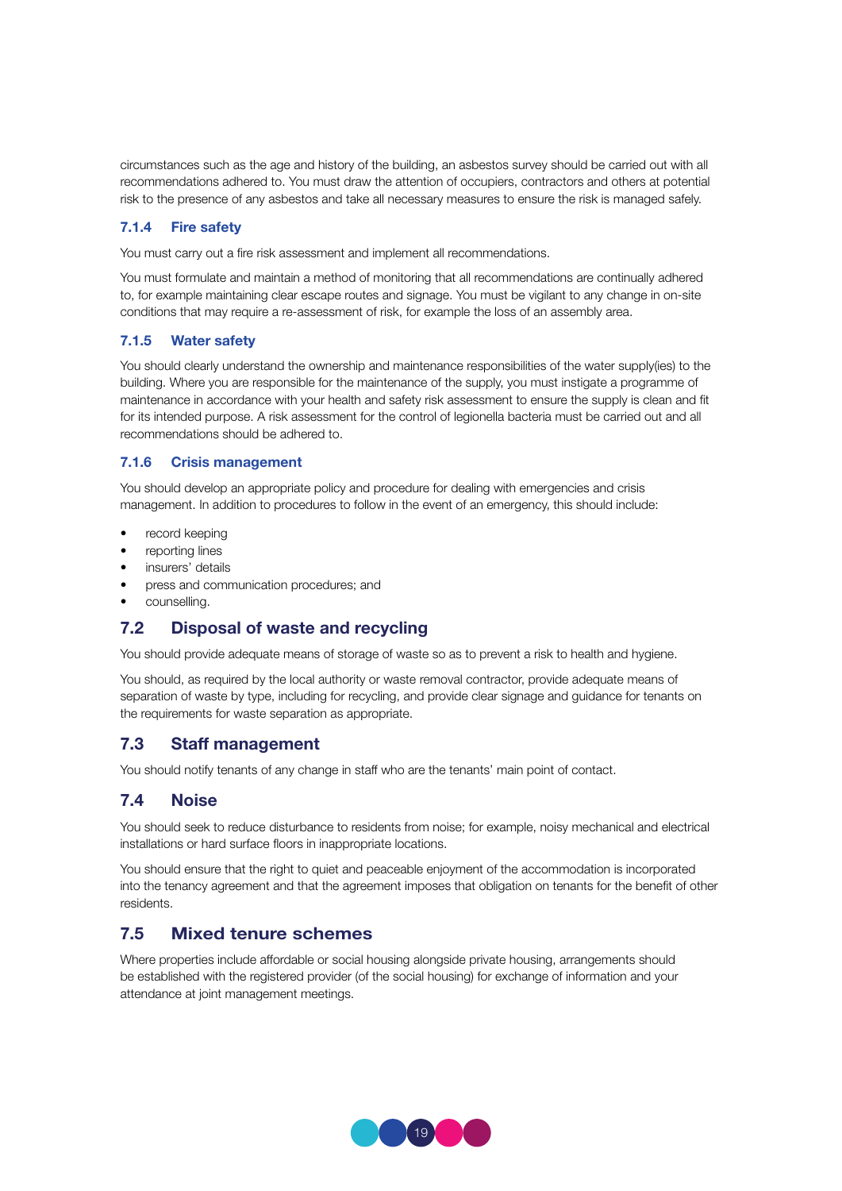circumstances such as the age and history of the building, an asbestos survey should be carried out with all recommendations adhered to. You must draw the attention of occupiers, contractors and others at potential risk to the presence of any asbestos and take all necessary measures to ensure the risk is managed safely.

### 7.1.4 Fire safety

You must carry out a fire risk assessment and implement all recommendations.

You must formulate and maintain a method of monitoring that all recommendations are continually adhered to, for example maintaining clear escape routes and signage. You must be vigilant to any change in on-site conditions that may require a re-assessment of risk, for example the loss of an assembly area.

### 7.1.5 Water safety

You should clearly understand the ownership and maintenance responsibilities of the water supply(ies) to the building. Where you are responsible for the maintenance of the supply, you must instigate a programme of maintenance in accordance with your health and safety risk assessment to ensure the supply is clean and fit for its intended purpose. A risk assessment for the control of legionella bacteria must be carried out and all recommendations should be adhered to.

### 7.1.6 Crisis management

You should develop an appropriate policy and procedure for dealing with emergencies and crisis management. In addition to procedures to follow in the event of an emergency, this should include:

- record keeping
- reporting lines
- insurers' details
- press and communication procedures; and
- counselling.

## 7.2 Disposal of waste and recycling

You should provide adequate means of storage of waste so as to prevent a risk to health and hygiene.

You should, as required by the local authority or waste removal contractor, provide adequate means of separation of waste by type, including for recycling, and provide clear signage and guidance for tenants on the requirements for waste separation as appropriate.

## 7.3 Staff management

You should notify tenants of any change in staff who are the tenants' main point of contact.

## 7.4 Noise

You should seek to reduce disturbance to residents from noise; for example, noisy mechanical and electrical installations or hard surface floors in inappropriate locations.

You should ensure that the right to quiet and peaceable enjoyment of the accommodation is incorporated into the tenancy agreement and that the agreement imposes that obligation on tenants for the benefit of other residents.

## 7.5 Mixed tenure schemes

Where properties include affordable or social housing alongside private housing, arrangements should be established with the registered provider (of the social housing) for exchange of information and your attendance at joint management meetings.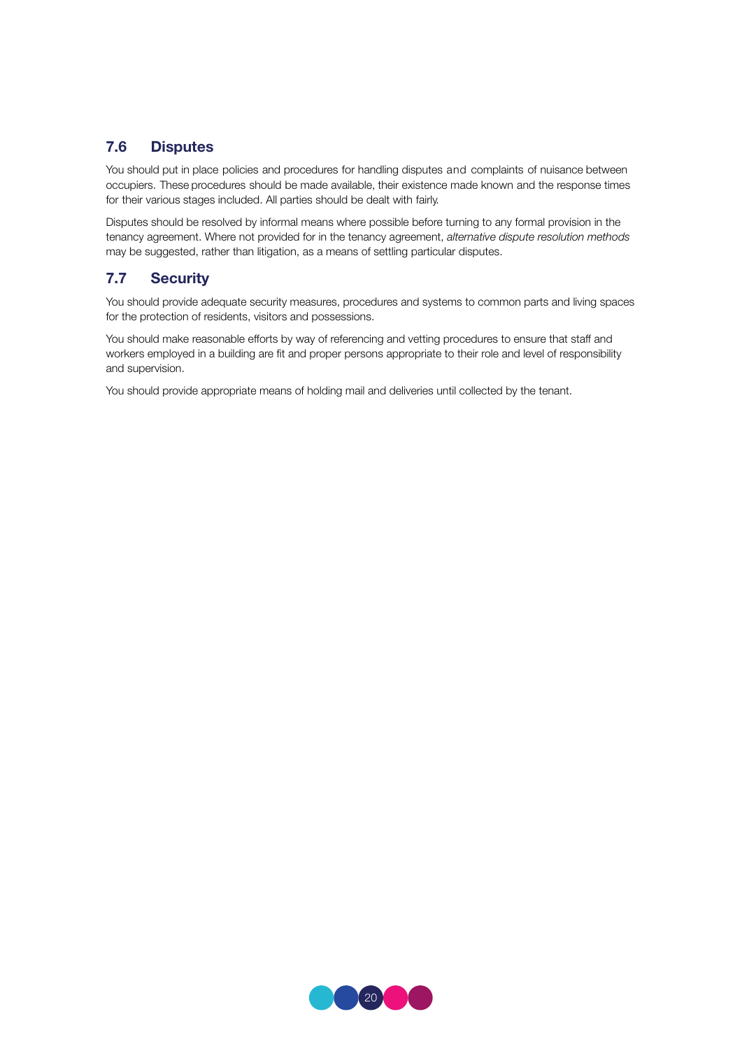## 7.6 Disputes

You should put in place policies and procedures for handling disputes and complaints of nuisance between occupiers. These procedures should be made available, their existence made known and the response times for their various stages included. All parties should be dealt with fairly.

Disputes should be resolved by informal means where possible before turning to any formal provision in the tenancy agreement. Where not provided for in the tenancy agreement, *alternative dispute resolution methods* may be suggested, rather than litigation, as a means of settling particular disputes.

## 7.7 Security

You should provide adequate security measures, procedures and systems to common parts and living spaces for the protection of residents, visitors and possessions.

You should make reasonable efforts by way of referencing and vetting procedures to ensure that staff and workers employed in a building are fit and proper persons appropriate to their role and level of responsibility and supervision.

You should provide appropriate means of holding mail and deliveries until collected by the tenant.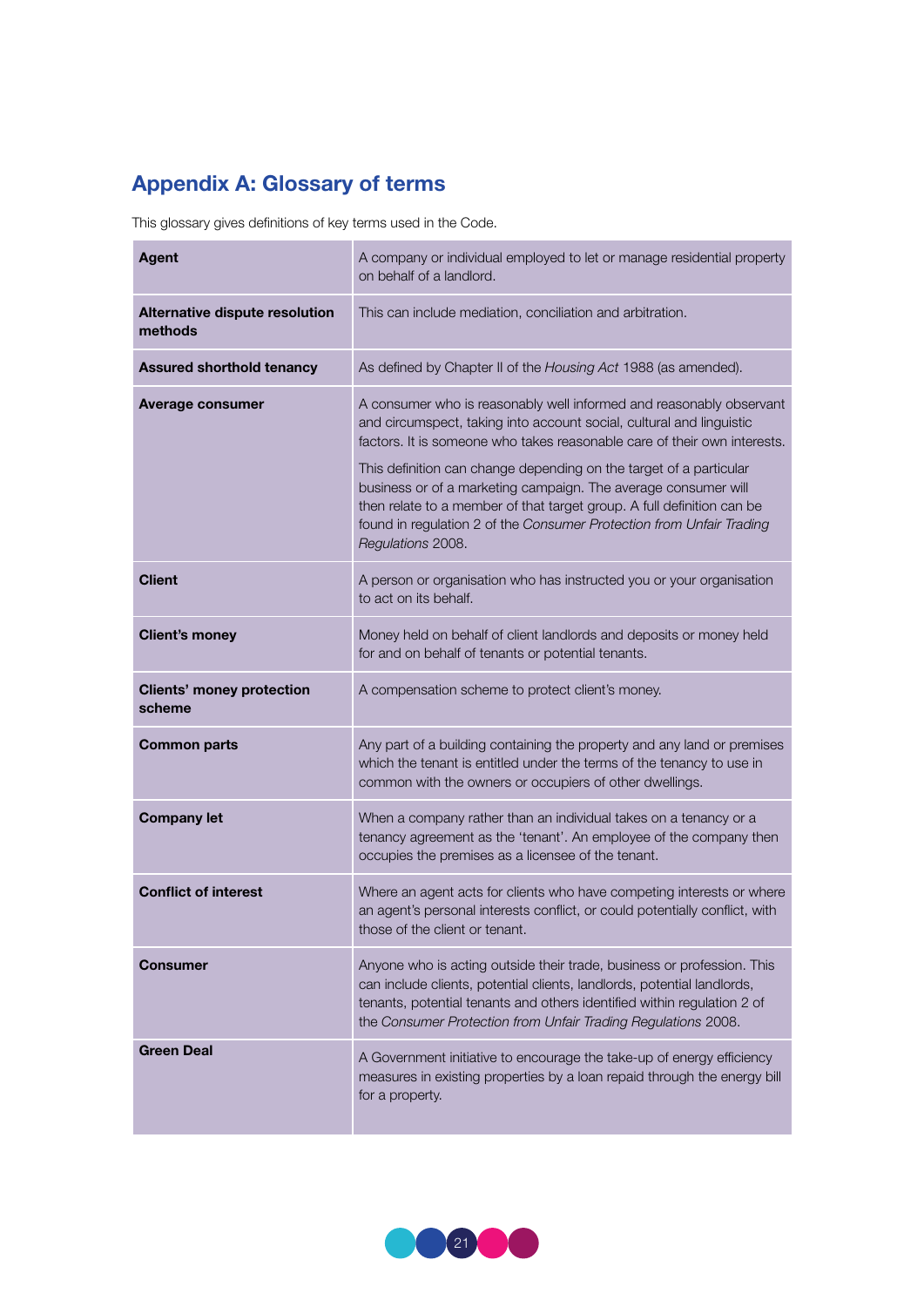## Appendix A: Glossary of terms

This glossary gives definitions of key terms used in the Code.

| Term | Definition |
|---|---|
| **Agent** | A company or individual employed to let or manage residential property on behalf of a landlord. |
| **Alternative dispute resolution methods** | This can include mediation, conciliation and arbitration. |
| **Assured shorthold tenancy** | As defined by Chapter II of the *Housing Act* 1988 (as amended). |
| **Average consumer** | A consumer who is reasonably well informed and reasonably observant and circumspect, taking into account social, cultural and linguistic factors. It is someone who takes reasonable care of their own interests.<br><br>This definition can change depending on the target of a particular business or of a marketing campaign. The average consumer will then relate to a member of that target group. A full definition can be found in regulation 2 of the *Consumer Protection from Unfair Trading Regulations* 2008. |
| **Client** | A person or organisation who has instructed you or your organisation to act on its behalf. |
| **Client's money** | Money held on behalf of client landlords and deposits or money held for and on behalf of tenants or potential tenants. |
| **Clients' money protection scheme** | A compensation scheme to protect client's money. |
| **Common parts** | Any part of a building containing the property and any land or premises which the tenant is entitled under the terms of the tenancy to use in common with the owners or occupiers of other dwellings. |
| **Company let** | When a company rather than an individual takes on a tenancy or a tenancy agreement as the 'tenant'. An employee of the company then occupies the premises as a licensee of the tenant. |
| **Conflict of interest** | Where an agent acts for clients who have competing interests or where an agent's personal interests conflict, or could potentially conflict, with those of the client or tenant. |
| **Consumer** | Anyone who is acting outside their trade, business or profession. This can include clients, potential clients, landlords, potential landlords, tenants, potential tenants and others identified within regulation 2 of the *Consumer Protection from Unfair Trading Regulations* 2008. |
| **Green Deal** | A Government initiative to encourage the take-up of energy efficiency measures in existing properties by a loan repaid through the energy bill for a property. |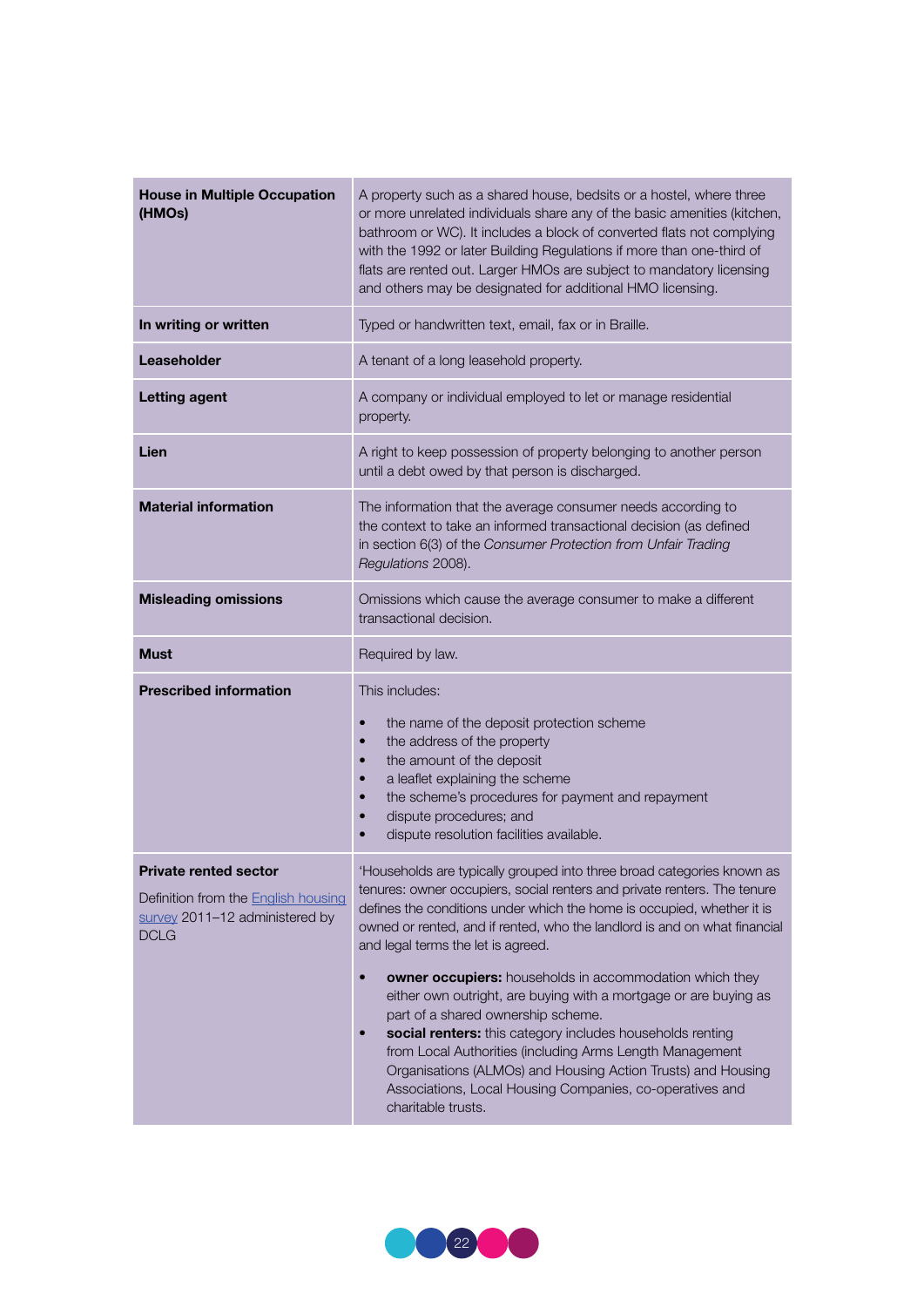| | |
|---|---|
| **House in Multiple Occupation (HMOs)** | A property such as a shared house, bedsits or a hostel, where three or more unrelated individuals share any of the basic amenities (kitchen, bathroom or WC). It includes a block of converted flats not complying with the 1992 or later Building Regulations if more than one-third of flats are rented out. Larger HMOs are subject to mandatory licensing and others may be designated for additional HMO licensing. |
| **In writing or written** | Typed or handwritten text, email, fax or in Braille. |
| **Leaseholder** | A tenant of a long leasehold property. |
| **Letting agent** | A company or individual employed to let or manage residential property. |
| **Lien** | A right to keep possession of property belonging to another person until a debt owed by that person is discharged. |
| **Material information** | The information that the average consumer needs according to the context to take an informed transactional decision (as defined in section 6(3) of the *Consumer Protection from Unfair Trading Regulations* 2008). |
| **Misleading omissions** | Omissions which cause the average consumer to make a different transactional decision. |
| **Must** | Required by law. |
| **Prescribed information** | This includes:<br>• the name of the deposit protection scheme<br>• the address of the property<br>• the amount of the deposit<br>• a leaflet explaining the scheme<br>• the scheme's procedures for payment and repayment<br>• dispute procedures; and<br>• dispute resolution facilities available. |
| **Private rented sector**<br>Definition from the English housing survey 2011–12 administered by DCLG | 'Households are typically grouped into three broad categories known as tenures: owner occupiers, social renters and private renters. The tenure defines the conditions under which the home is occupied, whether it is owned or rented, and if rented, who the landlord is and on what financial and legal terms the let is agreed.<br>• **owner occupiers:** households in accommodation which they either own outright, are buying with a mortgage or are buying as part of a shared ownership scheme.<br>• **social renters:** this category includes households renting from Local Authorities (including Arms Length Management Organisations (ALMOs) and Housing Action Trusts) and Housing Associations, Local Housing Companies, co-operatives and charitable trusts. |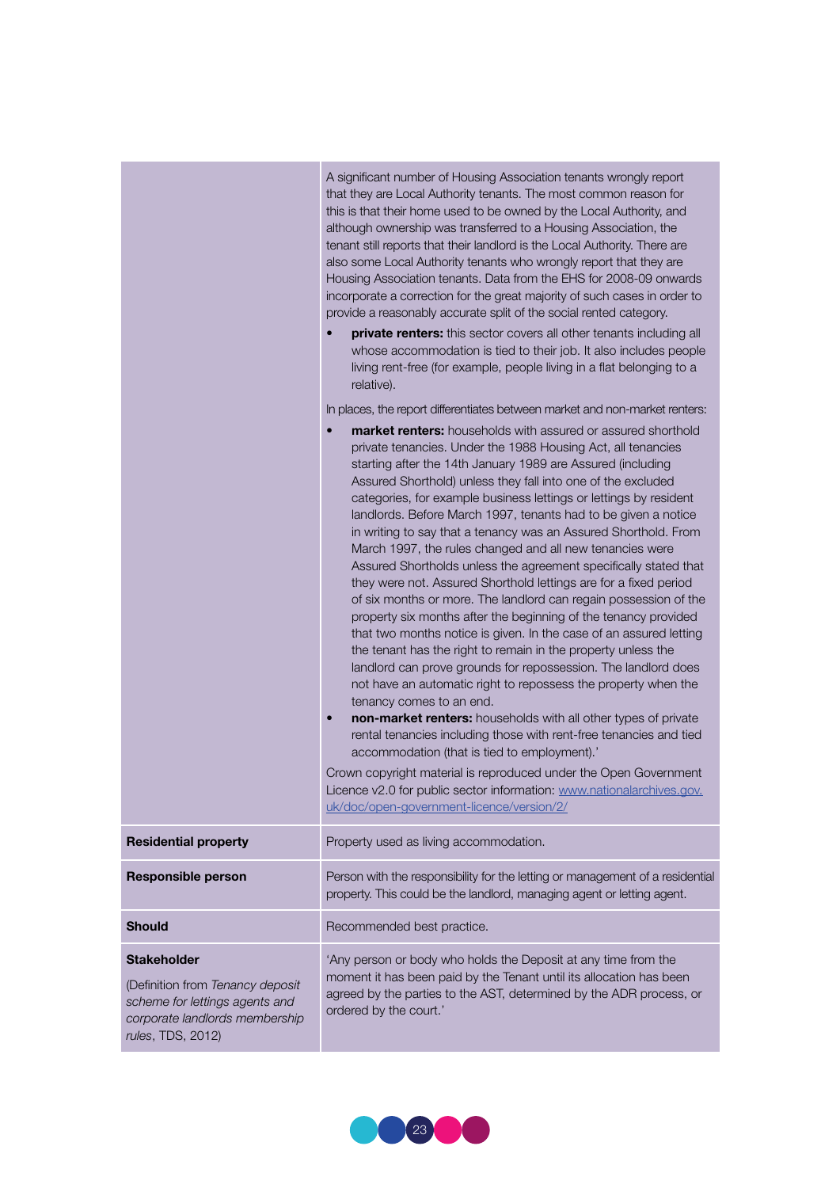| | |
|---|---|
| | A significant number of Housing Association tenants wrongly report that they are Local Authority tenants. The most common reason for this is that their home used to be owned by the Local Authority, and although ownership was transferred to a Housing Association, the tenant still reports that their landlord is the Local Authority. There are also some Local Authority tenants who wrongly report that they are Housing Association tenants. Data from the EHS for 2008-09 onwards incorporate a correction for the great majority of such cases in order to provide a reasonably accurate split of the social rented category.<br>• **private renters:** this sector covers all other tenants including all whose accommodation is tied to their job. It also includes people living rent-free (for example, people living in a flat belonging to a relative).<br>In places, the report differentiates between market and non-market renters:<br>• **market renters:** households with assured or assured shorthold private tenancies. Under the 1988 Housing Act, all tenancies starting after the 14th January 1989 are Assured (including Assured Shorthold) unless they fall into one of the excluded categories, for example business lettings or lettings by resident landlords. Before March 1997, tenants had to be given a notice in writing to say that a tenancy was an Assured Shorthold. From March 1997, the rules changed and all new tenancies were Assured Shortholds unless the agreement specifically stated that they were not. Assured Shorthold lettings are for a fixed period of six months or more. The landlord can regain possession of the property six months after the beginning of the tenancy provided that two months notice is given. In the case of an assured letting the tenant has the right to remain in the property unless the landlord can prove grounds for repossession. The landlord does not have an automatic right to repossess the property when the tenancy comes to an end.<br>• **non-market renters:** households with all other types of private rental tenancies including those with rent-free tenancies and tied accommodation (that is tied to employment).'<br>Crown copyright material is reproduced under the Open Government Licence v2.0 for public sector information: www.nationalarchives.gov.uk/doc/open-government-licence/version/2/ |
| **Residential property** | Property used as living accommodation. |
| **Responsible person** | Person with the responsibility for the letting or management of a residential property. This could be the landlord, managing agent or letting agent. |
| **Should** | Recommended best practice. |
| **Stakeholder**<br>(Definition from *Tenancy deposit scheme for lettings agents and corporate landlords membership rules*, TDS, 2012) | 'Any person or body who holds the Deposit at any time from the moment it has been paid by the Tenant until its allocation has been agreed by the parties to the AST, determined by the ADR process, or ordered by the court.' |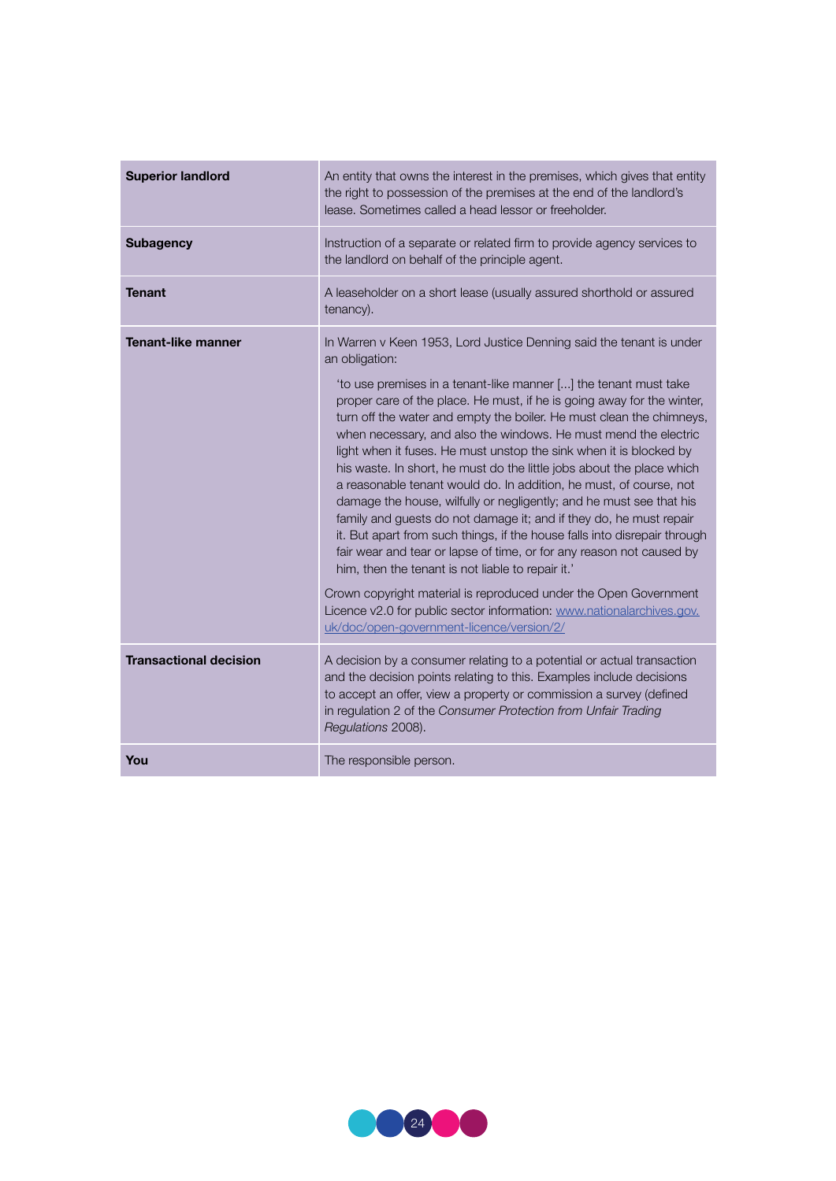| | |
|---|---|
| **Superior landlord** | An entity that owns the interest in the premises, which gives that entity the right to possession of the premises at the end of the landlord's lease. Sometimes called a head lessor or freeholder. |
| **Subagency** | Instruction of a separate or related firm to provide agency services to the landlord on behalf of the principle agent. |
| **Tenant** | A leaseholder on a short lease (usually assured shorthold or assured tenancy). |
| **Tenant-like manner** | In Warren v Keen 1953, Lord Justice Denning said the tenant is under an obligation:<br><br>'to use premises in a tenant-like manner [...] the tenant must take proper care of the place. He must, if he is going away for the winter, turn off the water and empty the boiler. He must clean the chimneys, when necessary, and also the windows. He must mend the electric light when it fuses. He must unstop the sink when it is blocked by his waste. In short, he must do the little jobs about the place which a reasonable tenant would do. In addition, he must, of course, not damage the house, wilfully or negligently; and he must see that his family and guests do not damage it; and if they do, he must repair it. But apart from such things, if the house falls into disrepair through fair wear and tear or lapse of time, or for any reason not caused by him, then the tenant is not liable to repair it.'<br><br>Crown copyright material is reproduced under the Open Government Licence v2.0 for public sector information: [www.nationalarchives.gov.uk/doc/open-government-licence/version/2/](http://www.nationalarchives.gov.uk/doc/open-government-licence/version/2/) |
| **Transactional decision** | A decision by a consumer relating to a potential or actual transaction and the decision points relating to this. Examples include decisions to accept an offer, view a property or commission a survey (defined in regulation 2 of the *Consumer Protection from Unfair Trading Regulations* 2008). |
| **You** | The responsible person. |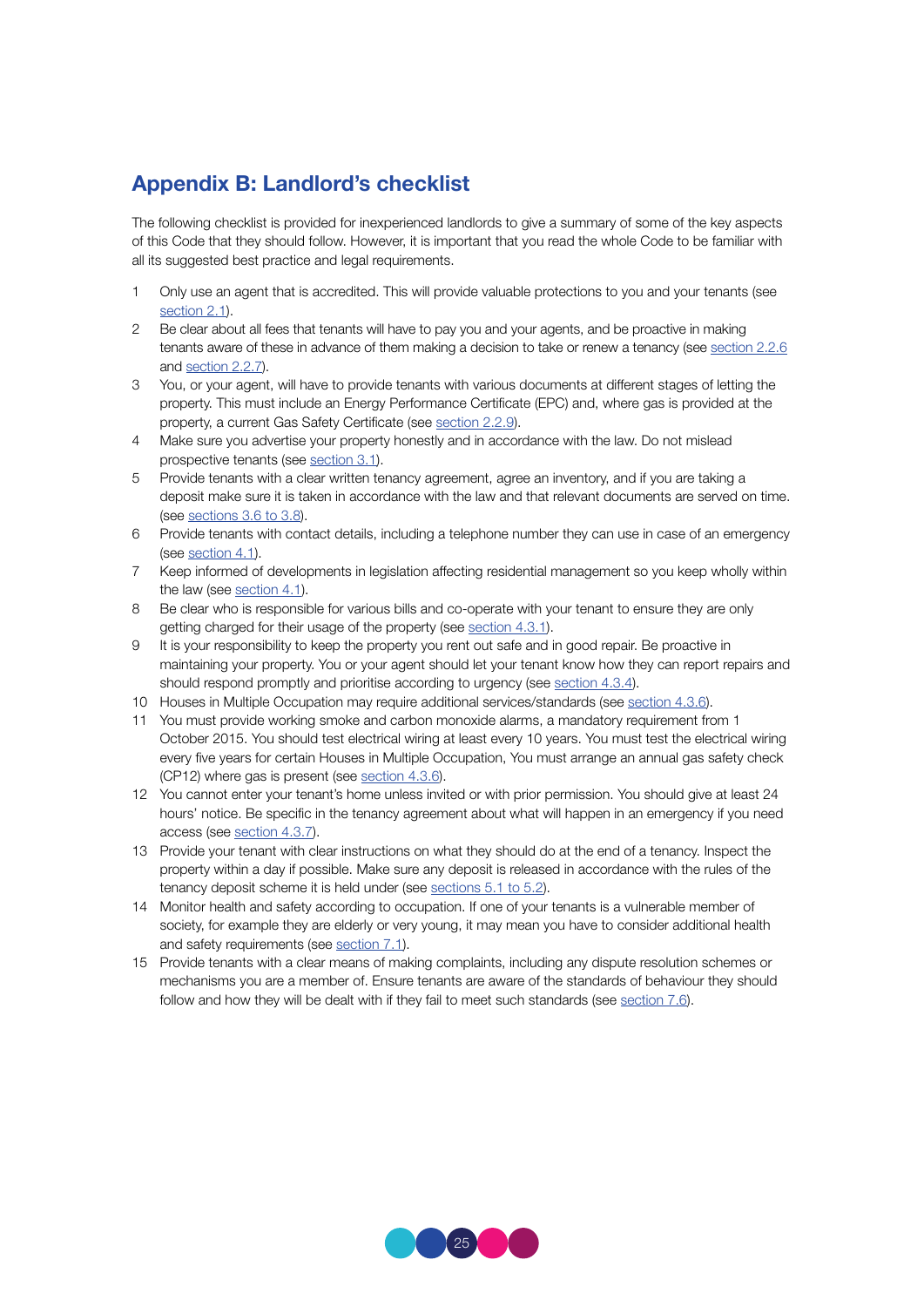## Appendix B: Landlord's checklist

The following checklist is provided for inexperienced landlords to give a summary of some of the key aspects of this Code that they should follow. However, it is important that you read the whole Code to be familiar with all its suggested best practice and legal requirements.

1. Only use an agent that is accredited. This will provide valuable protections to you and your tenants (see section 2.1).
2. Be clear about all fees that tenants will have to pay you and your agents, and be proactive in making tenants aware of these in advance of them making a decision to take or renew a tenancy (see section 2.2.6 and section 2.2.7).
3. You, or your agent, will have to provide tenants with various documents at different stages of letting the property. This must include an Energy Performance Certificate (EPC) and, where gas is provided at the property, a current Gas Safety Certificate (see section 2.2.9).
4. Make sure you advertise your property honestly and in accordance with the law. Do not mislead prospective tenants (see section 3.1).
5. Provide tenants with a clear written tenancy agreement, agree an inventory, and if you are taking a deposit make sure it is taken in accordance with the law and that relevant documents are served on time. (see sections 3.6 to 3.8).
6. Provide tenants with contact details, including a telephone number they can use in case of an emergency (see section 4.1).
7. Keep informed of developments in legislation affecting residential management so you keep wholly within the law (see section 4.1).
8. Be clear who is responsible for various bills and co-operate with your tenant to ensure they are only getting charged for their usage of the property (see section 4.3.1).
9. It is your responsibility to keep the property you rent out safe and in good repair. Be proactive in maintaining your property. You or your agent should let your tenant know how they can report repairs and should respond promptly and prioritise according to urgency (see section 4.3.4).
10. Houses in Multiple Occupation may require additional services/standards (see section 4.3.6).
11. You must provide working smoke and carbon monoxide alarms, a mandatory requirement from 1 October 2015. You should test electrical wiring at least every 10 years. You must test the electrical wiring every five years for certain Houses in Multiple Occupation, You must arrange an annual gas safety check (CP12) where gas is present (see section 4.3.6).
12. You cannot enter your tenant's home unless invited or with prior permission. You should give at least 24 hours' notice. Be specific in the tenancy agreement about what will happen in an emergency if you need access (see section 4.3.7).
13. Provide your tenant with clear instructions on what they should do at the end of a tenancy. Inspect the property within a day if possible. Make sure any deposit is released in accordance with the rules of the tenancy deposit scheme it is held under (see sections 5.1 to 5.2).
14. Monitor health and safety according to occupation. If one of your tenants is a vulnerable member of society, for example they are elderly or very young, it may mean you have to consider additional health and safety requirements (see section 7.1).
15. Provide tenants with a clear means of making complaints, including any dispute resolution schemes or mechanisms you are a member of. Ensure tenants are aware of the standards of behaviour they should follow and how they will be dealt with if they fail to meet such standards (see section 7.6).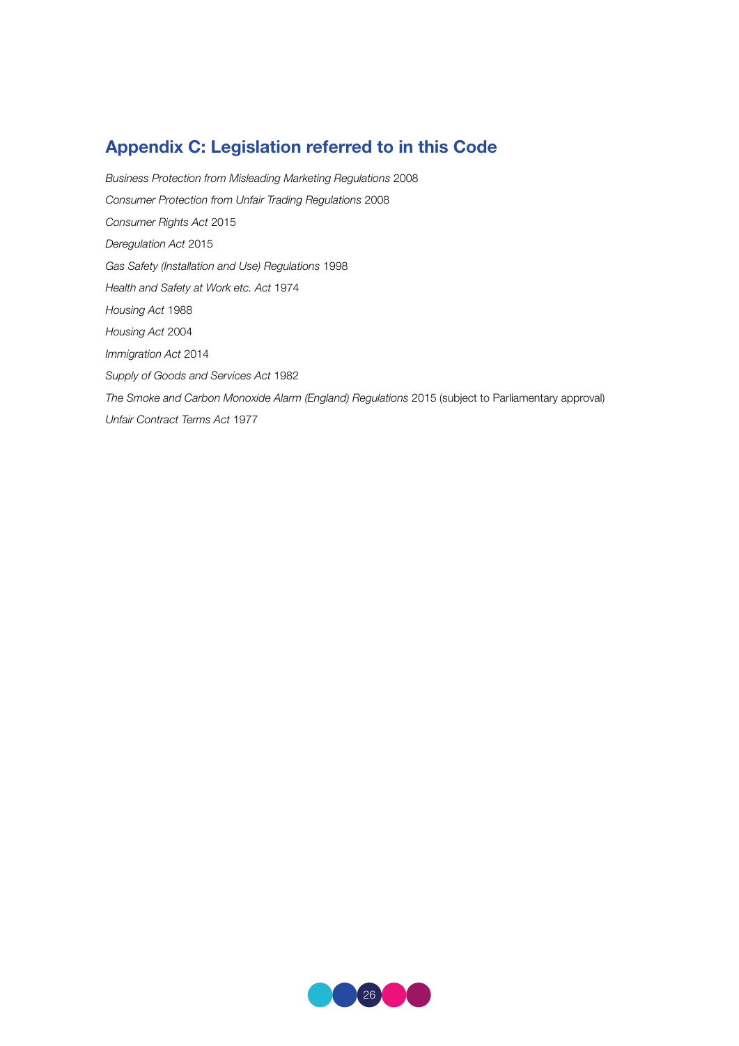## Appendix C: Legislation referred to in this Code

*Business Protection from Misleading Marketing Regulations* 2008

*Consumer Protection from Unfair Trading Regulations* 2008

*Consumer Rights Act* 2015

*Deregulation Act* 2015

*Gas Safety (Installation and Use) Regulations* 1998

*Health and Safety at Work etc. Act* 1974

*Housing Act* 1988

*Housing Act* 2004

*Immigration Act* 2014

*Supply of Goods and Services Act* 1982

*The Smoke and Carbon Monoxide Alarm (England) Regulations* 2015 (subject to Parliamentary approval)

*Unfair Contract Terms Act* 1977